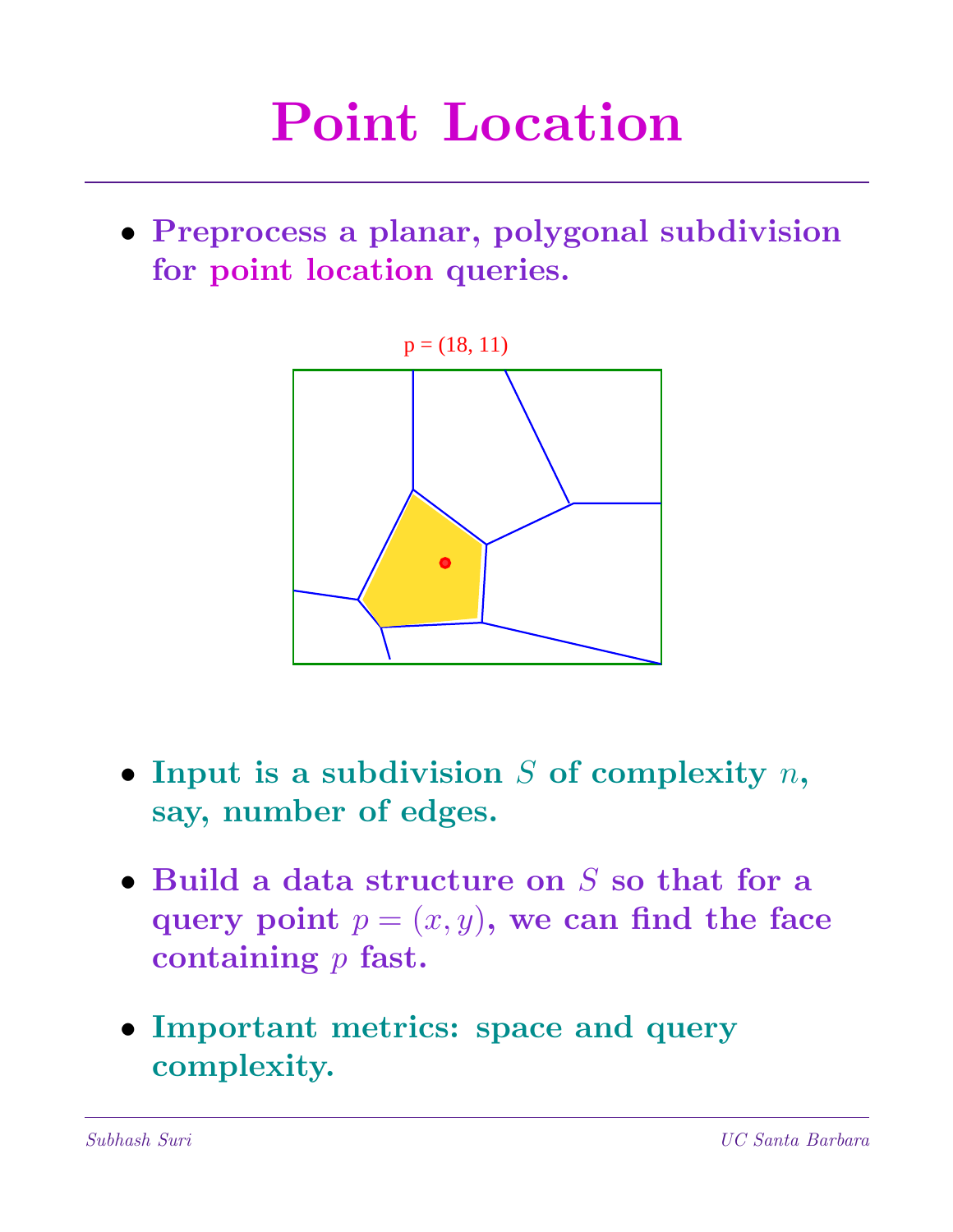# Point Location

- **Preprocess a planar, polygonal subdivision for point location queries.**

p = (18, 11)

- **Input is a subdivision $S$ of complexity $n$, say, number of edges.**
- **Build a data structure on $S$ so that for a query point $p = (x, y)$, we can find the face containing $p$ fast.**
- **Important metrics: space and query complexity.**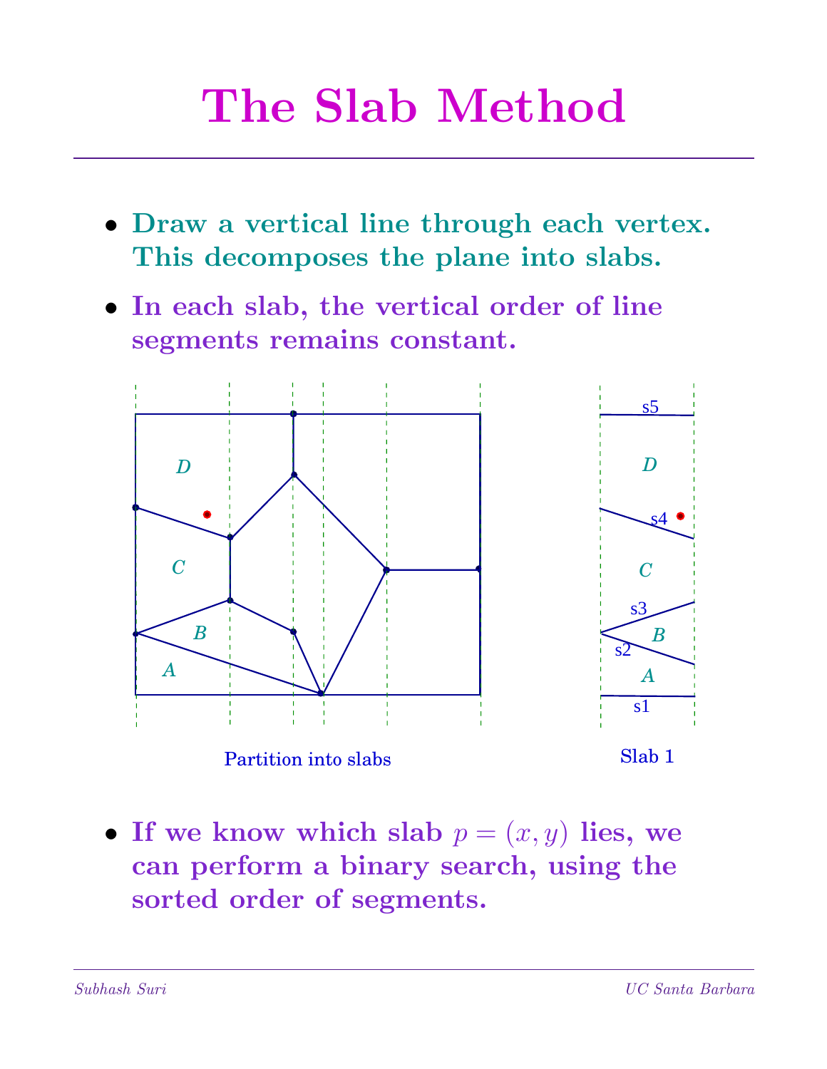# The Slab Method

- **Draw a vertical line through each vertex. This decomposes the plane into slabs.**
- **In each slab, the vertical order of line segments remains constant.**

Partition into slabs

Slab 1

- **If we know which slab $p = (x, y)$ lies, we can perform a binary search, using the sorted order of segments.**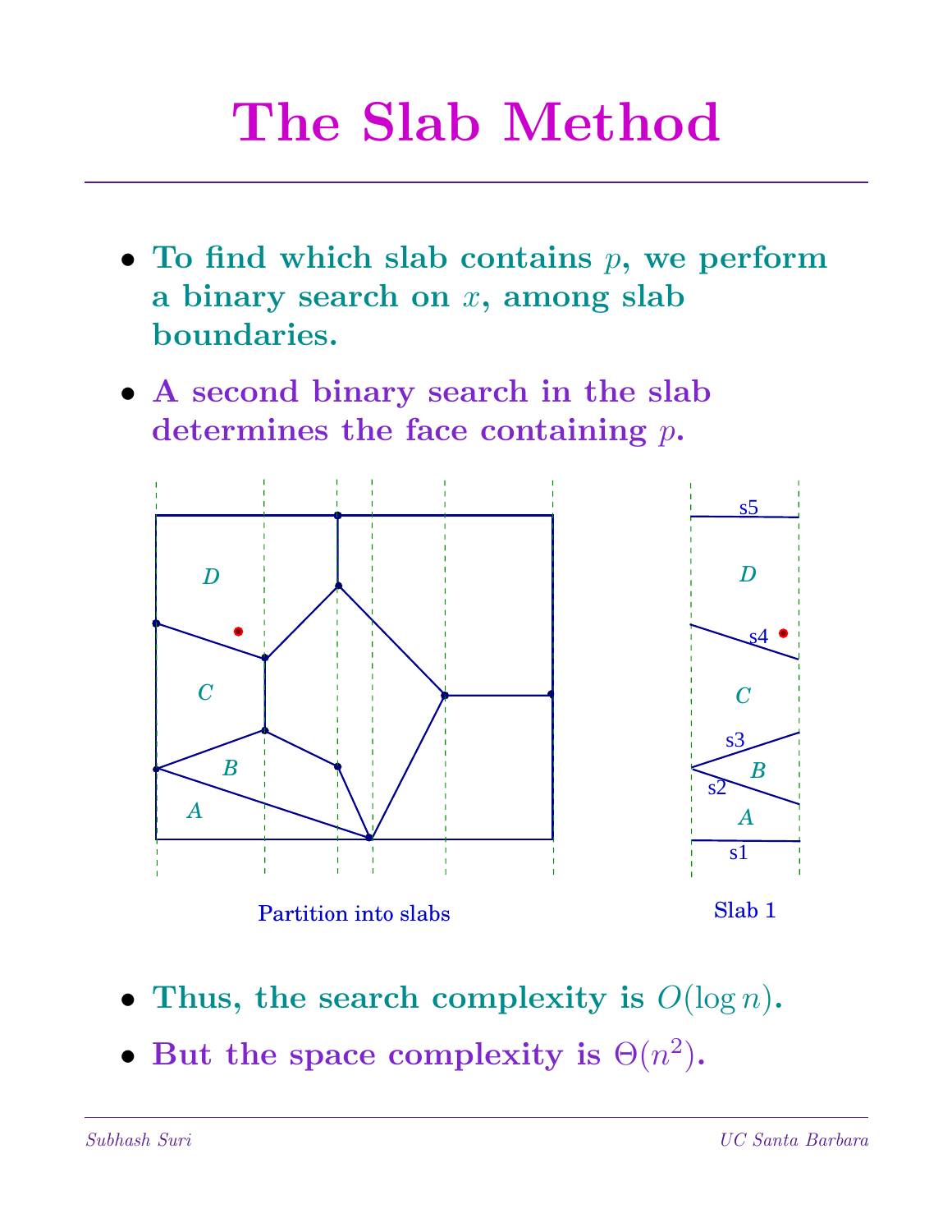# The Slab Method

- **To find which slab contains $p$, we perform a binary search on $x$, among slab boundaries.**
- **A second binary search in the slab determines the face containing $p$.**

Partition into slabs

Slab 1

- **Thus, the search complexity is $O(\log n)$.**
- **But the space complexity is $\Theta(n^2)$.**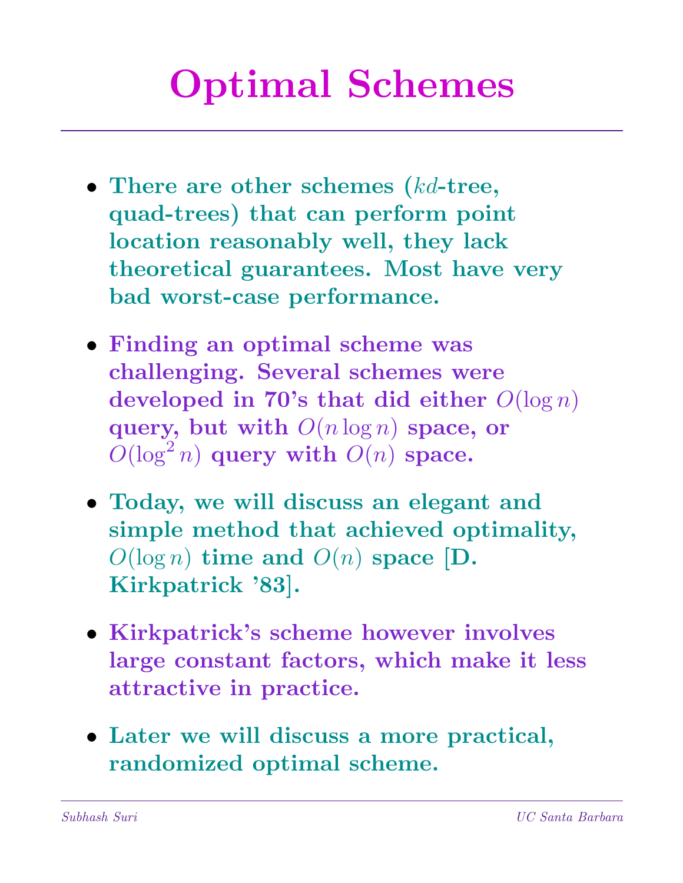# Optimal Schemes

- There are other schemes ($kd$-tree, quad-trees) that can perform point location reasonably well, they lack theoretical guarantees. Most have very bad worst-case performance.
- Finding an optimal scheme was challenging. Several schemes were developed in 70's that did either $O(\log n)$ query, but with $O(n \log n)$ space, or $O(\log^2 n)$ query with $O(n)$ space.
- Today, we will discuss an elegant and simple method that achieved optimality, $O(\log n)$ time and $O(n)$ space [D. Kirkpatrick '83].
- Kirkpatrick's scheme however involves large constant factors, which make it less attractive in practice.
- Later we will discuss a more practical, randomized optimal scheme.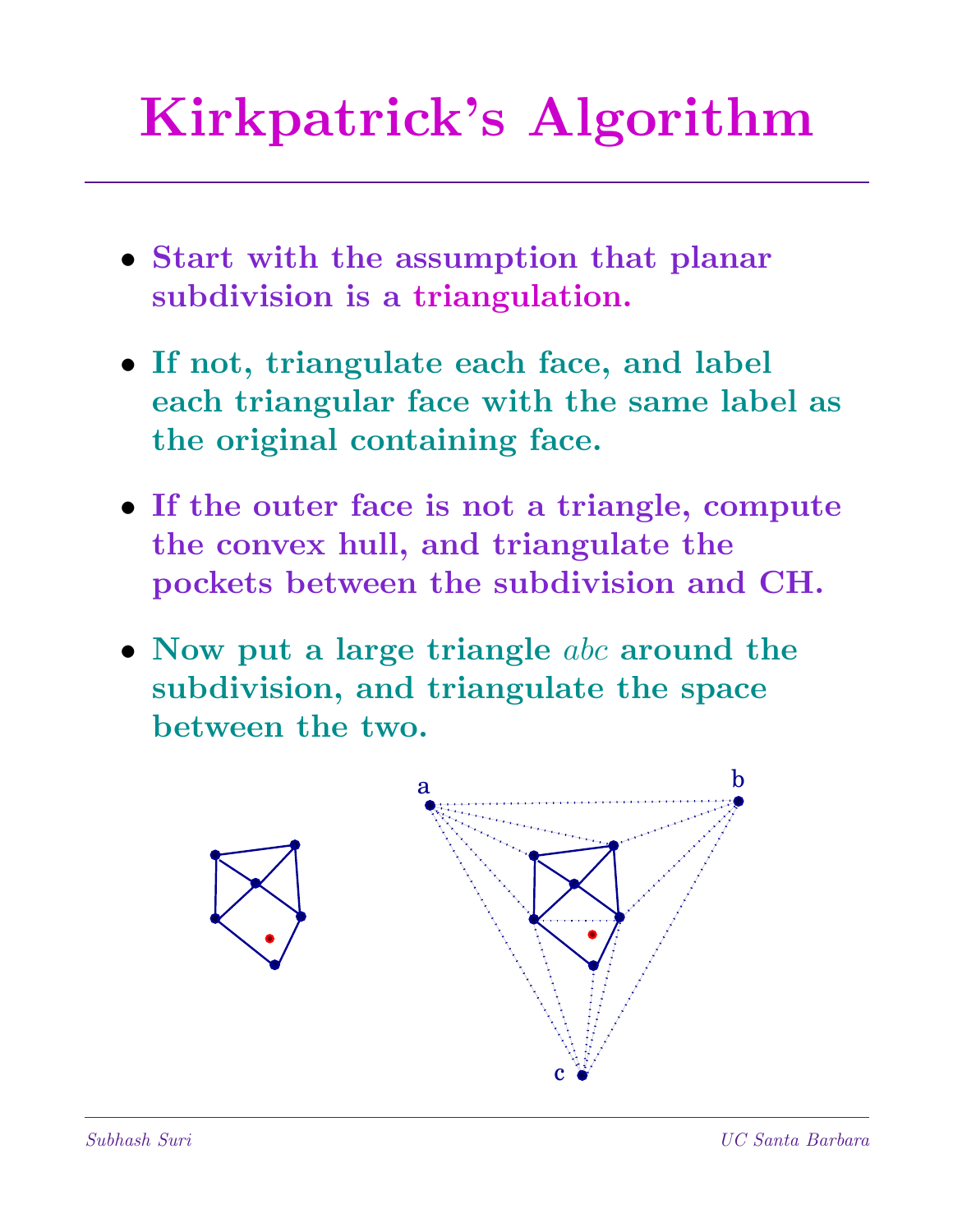# Kirkpatrick's Algorithm

- Start with the assumption that planar subdivision is a triangulation.
- If not, triangulate each face, and label each triangular face with the same label as the original containing face.
- If the outer face is not a triangle, compute the convex hull, and triangulate the pockets between the subdivision and CH.
- Now put a large triangle $abc$ around the subdivision, and triangulate the space between the two.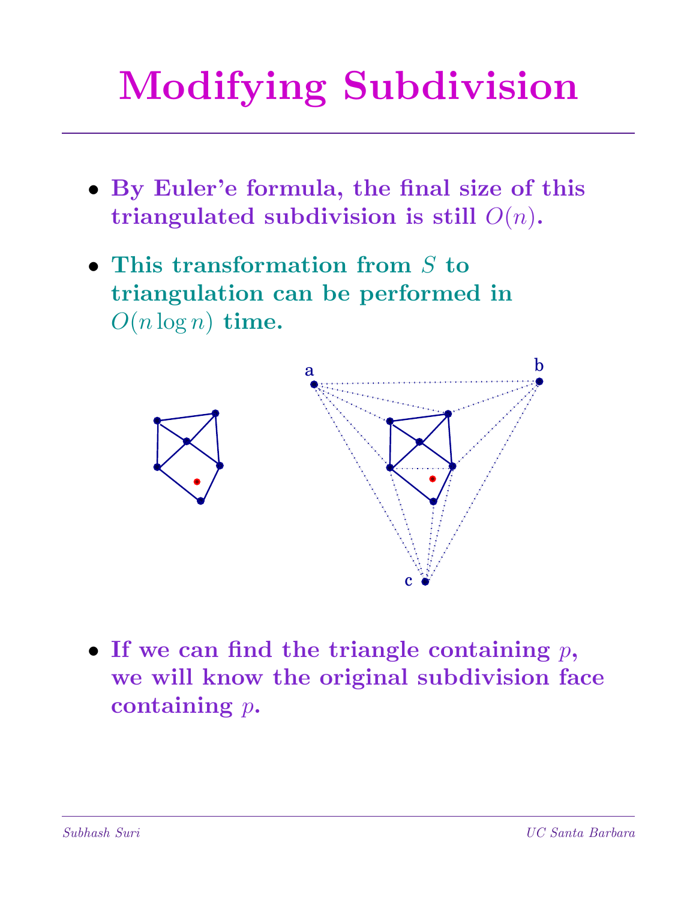# Modifying Subdivision

- **By Euler'e formula, the final size of this triangulated subdivision is still $O(n)$.**
- **This transformation from $S$ to triangulation can be performed in $O(n \log n)$ time.**
- **If we can find the triangle containing $p$, we will know the original subdivision face containing $p$.**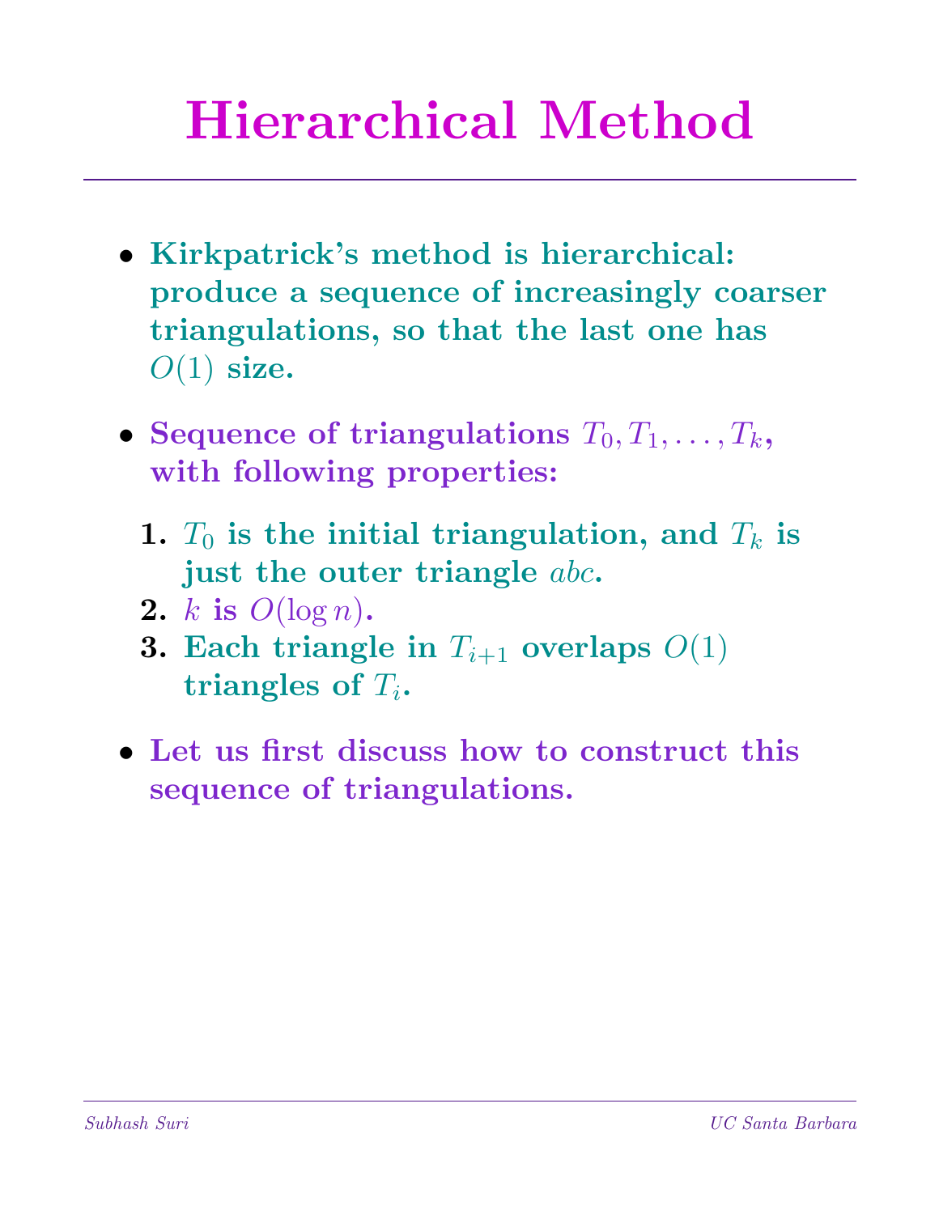# Hierarchical Method

- **Kirkpatrick's method is hierarchical: produce a sequence of increasingly coarser triangulations, so that the last one has $O(1)$ size.**
- **Sequence of triangulations $T_0, T_1, \ldots, T_k$, with following properties:**
  1. **$T_0$ is the initial triangulation, and $T_k$ is just the outer triangle $abc$.**
  2. **$k$ is $O(\log n)$.**
  3. **Each triangle in $T_{i+1}$ overlaps $O(1)$ triangles of $T_i$.**
- **Let us first discuss how to construct this sequence of triangulations.**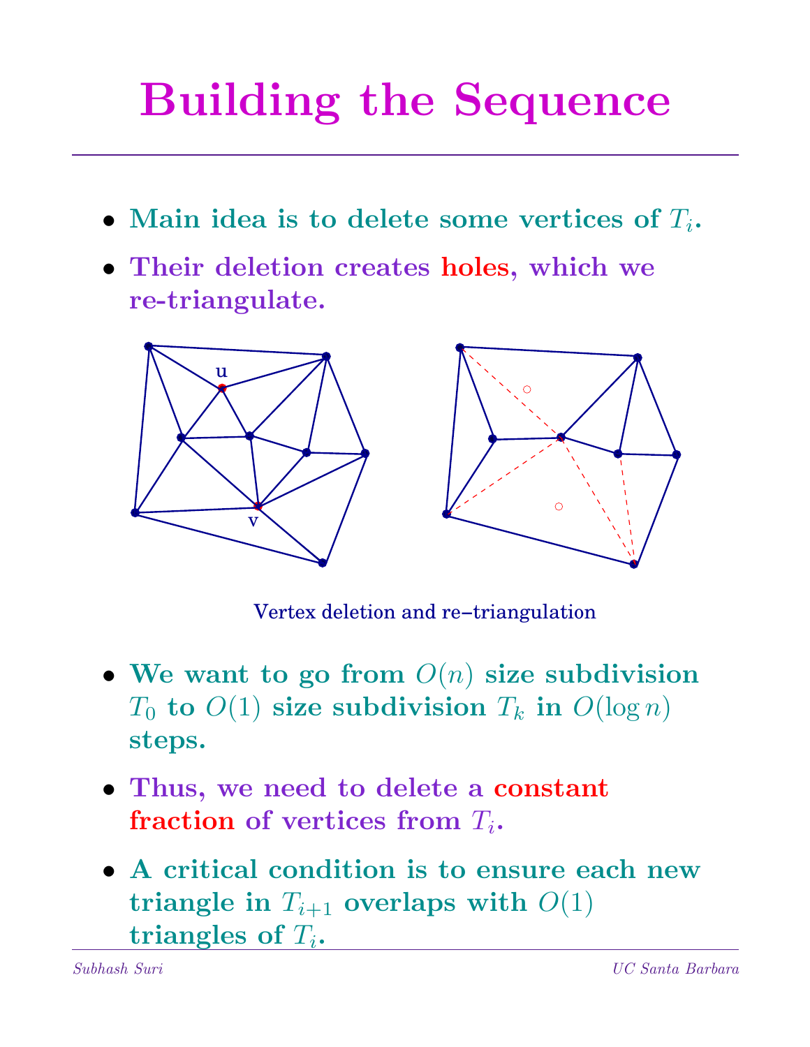# Building the Sequence

- Main idea is to delete some vertices of $T_i$.
- Their deletion creates holes, which we re-triangulate.

Vertex deletion and re-triangulation

- We want to go from $O(n)$ size subdivision $T_0$ to $O(1)$ size subdivision $T_k$ in $O(\log n)$ steps.
- Thus, we need to delete a constant fraction of vertices from $T_i$.
- A critical condition is to ensure each new triangle in $T_{i+1}$ overlaps with $O(1)$ triangles of $T_i$.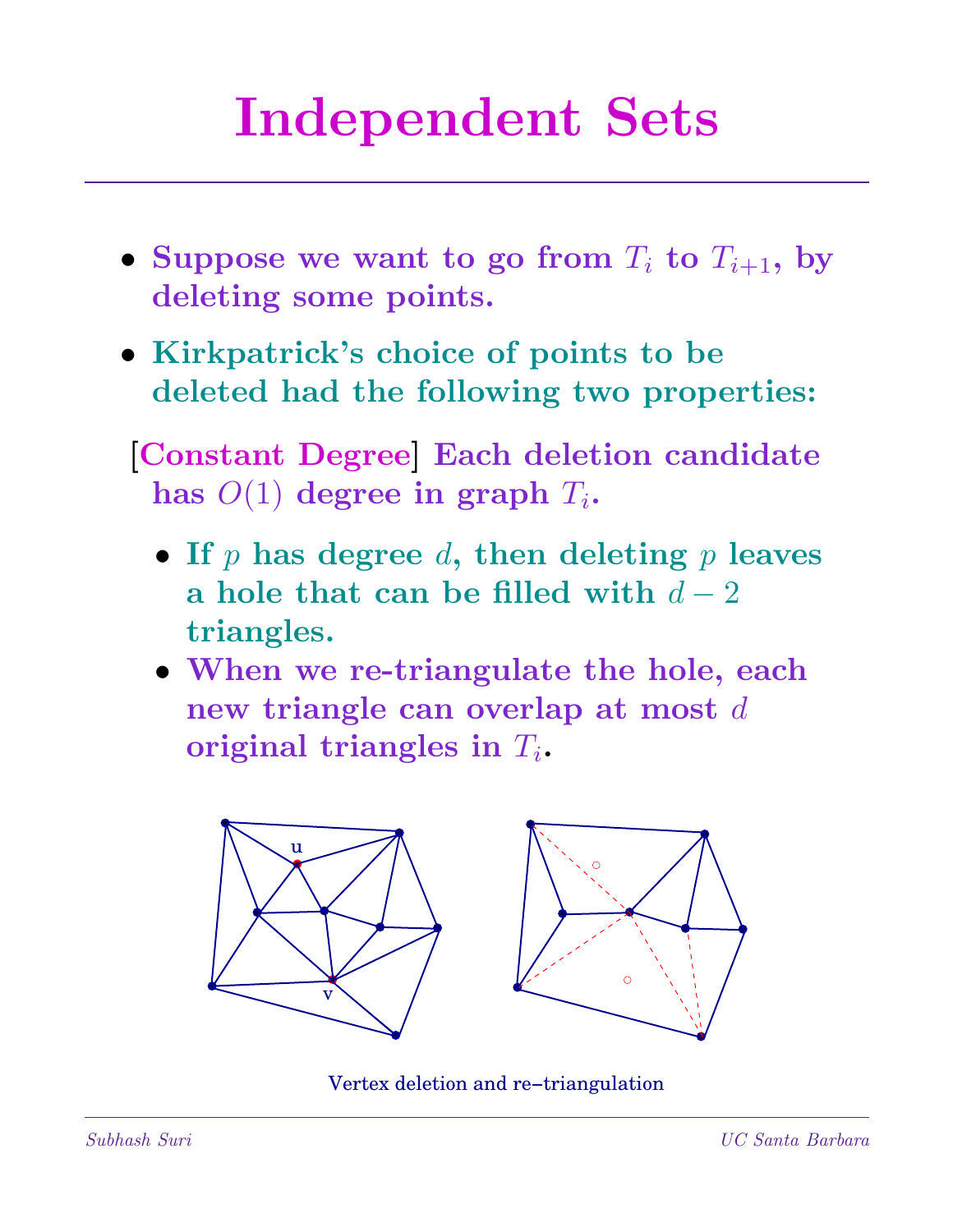# Independent Sets

- **Suppose we want to go from $T_i$ to $T_{i+1}$, by deleting some points.**
- **Kirkpatrick's choice of points to be deleted had the following two properties:**

[**Constant Degree**] **Each deletion candidate has $O(1)$ degree in graph $T_i$.**

- **If $p$ has degree $d$, then deleting $p$ leaves a hole that can be filled with $d - 2$ triangles.**
- **When we re-triangulate the hole, each new triangle can overlap at most $d$ original triangles in $T_i$.**

Vertex deletion and re–triangulation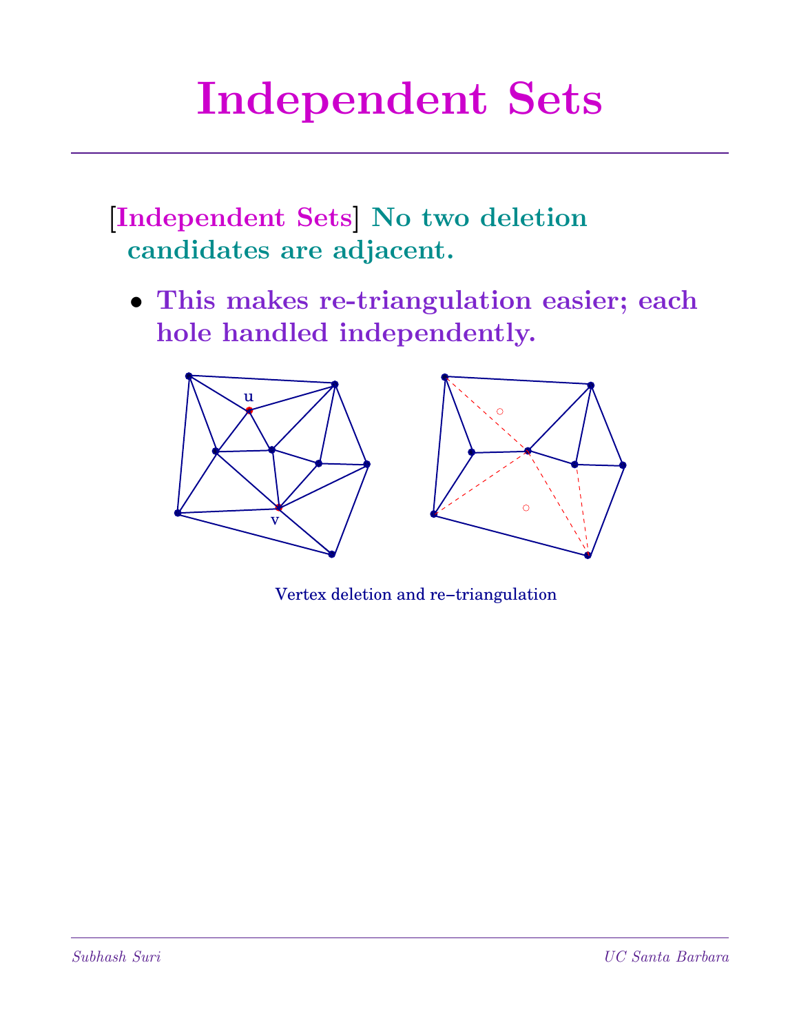# Independent Sets

[Independent Sets] **No two deletion candidates are adjacent.**

- **This makes re-triangulation easier; each hole handled independently.**

Vertex deletion and re−triangulation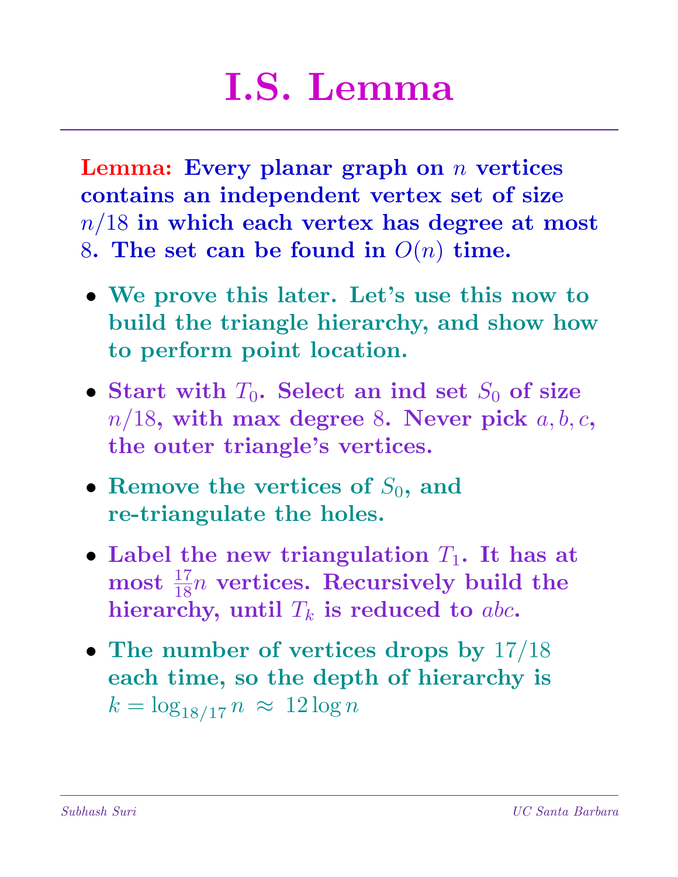# I.S. Lemma

**Lemma:** **Every planar graph on $n$ vertices contains an independent vertex set of size $n/18$ in which each vertex has degree at most 8. The set can be found in $O(n)$ time.**

- **We prove this later. Let's use this now to build the triangle hierarchy, and show how to perform point location.**
- **Start with $T_0$. Select an ind set $S_0$ of size $n/18$, with max degree 8. Never pick $a, b, c$, the outer triangle's vertices.**
- **Remove the vertices of $S_0$, and re-triangulate the holes.**
- **Label the new triangulation $T_1$. It has at most $\frac{17}{18}n$ vertices. Recursively build the hierarchy, until $T_k$ is reduced to $abc$.**
- **The number of vertices drops by $17/18$ each time, so the depth of hierarchy is $k = \log_{18/17} n \approx 12 \log n$**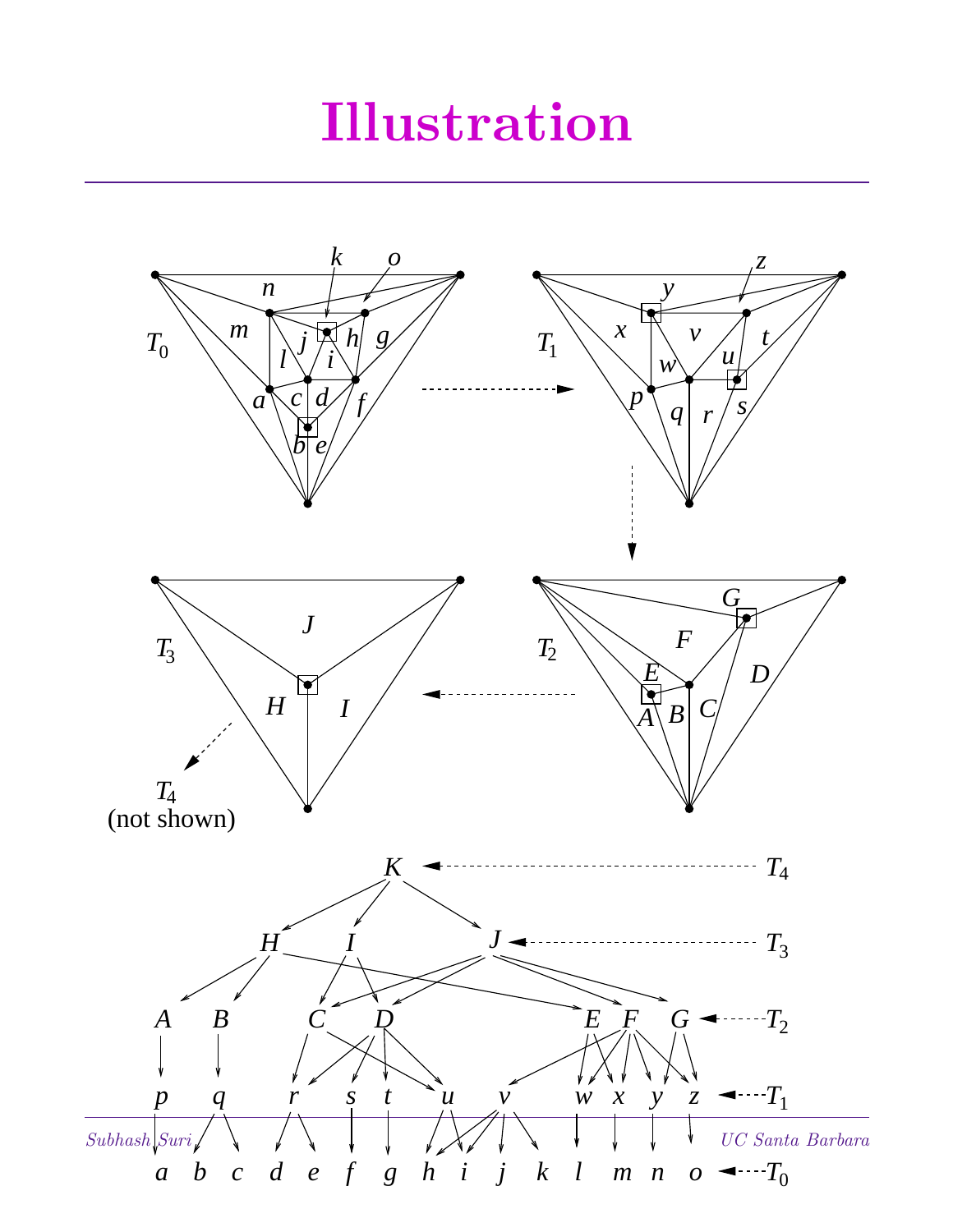# Illustration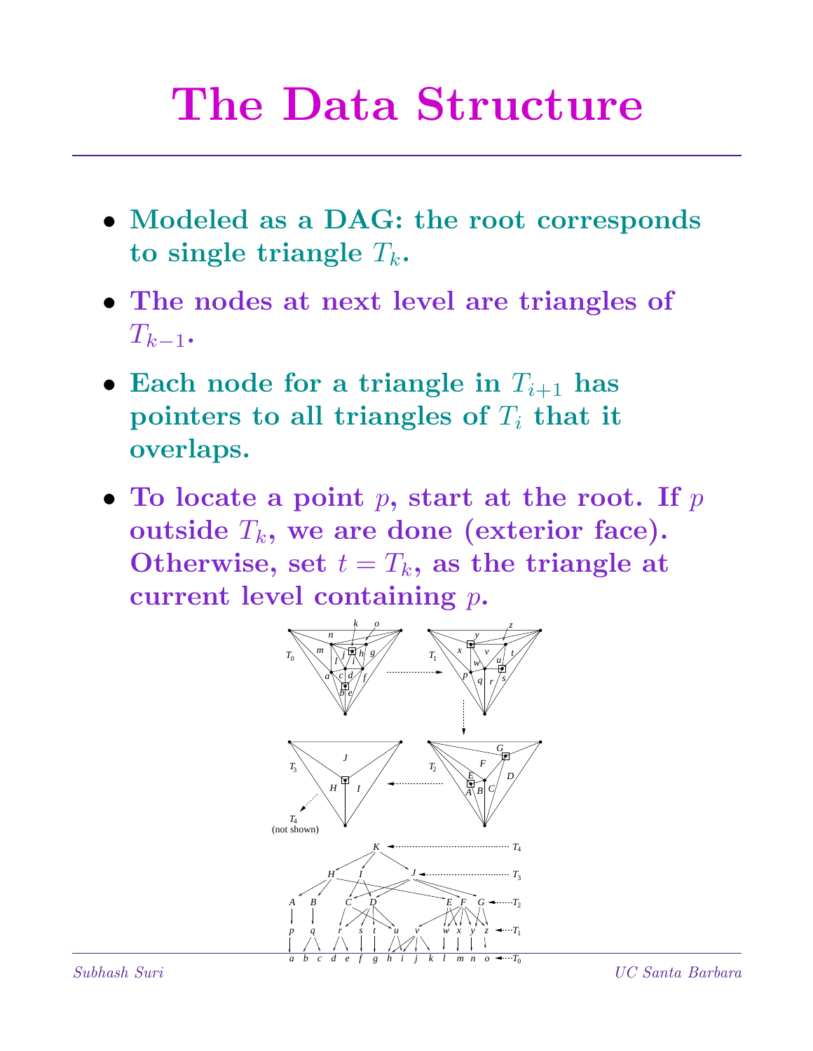# The Data Structure

- **Modeled as a DAG: the root corresponds to single triangle $T_k$.**
- **The nodes at next level are triangles of $T_{k-1}$.**
- **Each node for a triangle in $T_{i+1}$ has pointers to all triangles of $T_i$ that it overlaps.**
- **To locate a point $p$, start at the root. If $p$ outside $T_k$, we are done (exterior face). Otherwise, set $t = T_k$, as the triangle at current level containing $p$.**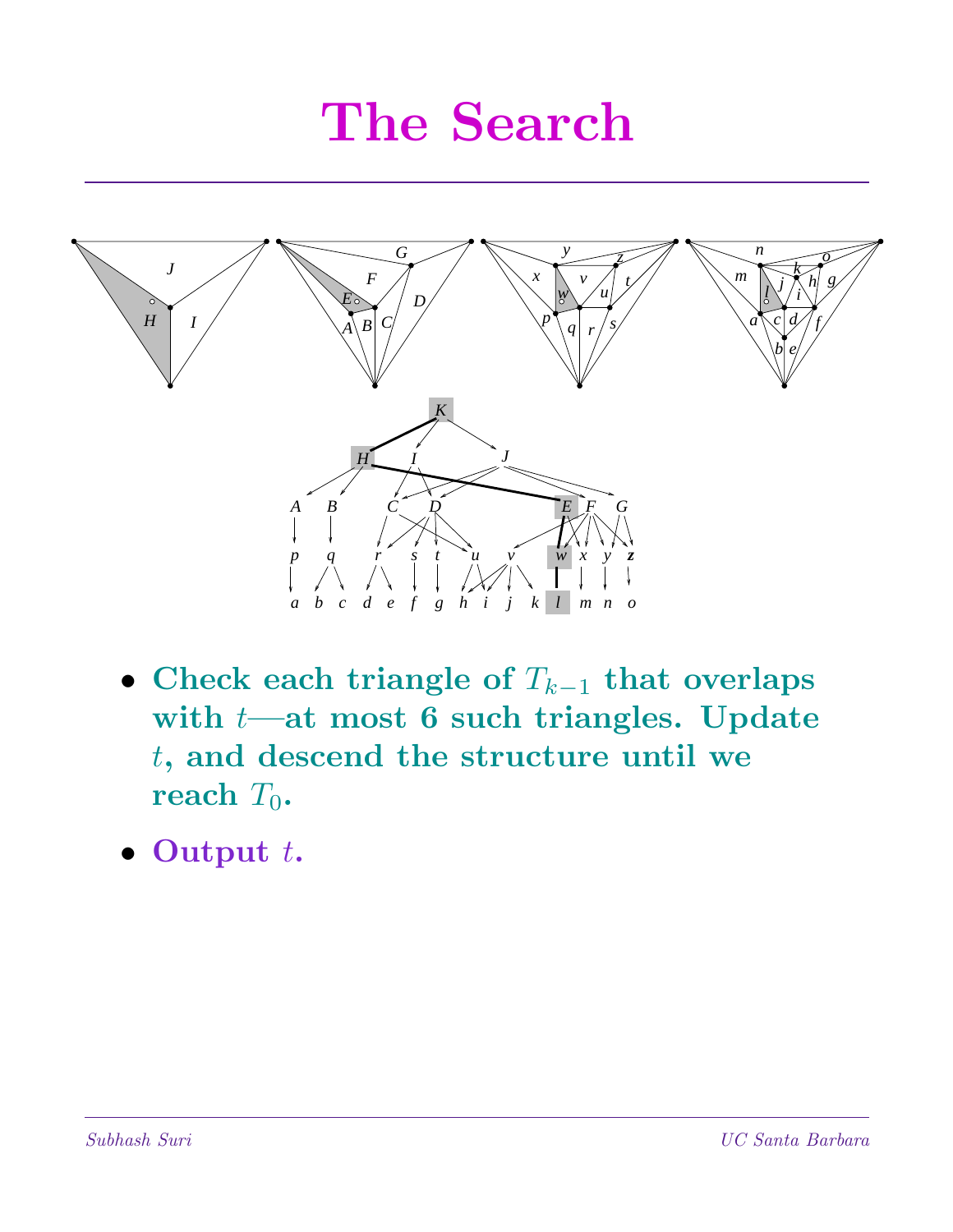# The Search

- **Check each triangle of $T_{k-1}$ that overlaps with $t$—at most 6 such triangles. Update $t$, and descend the structure until we reach $T_0$.**
- **Output $t$.**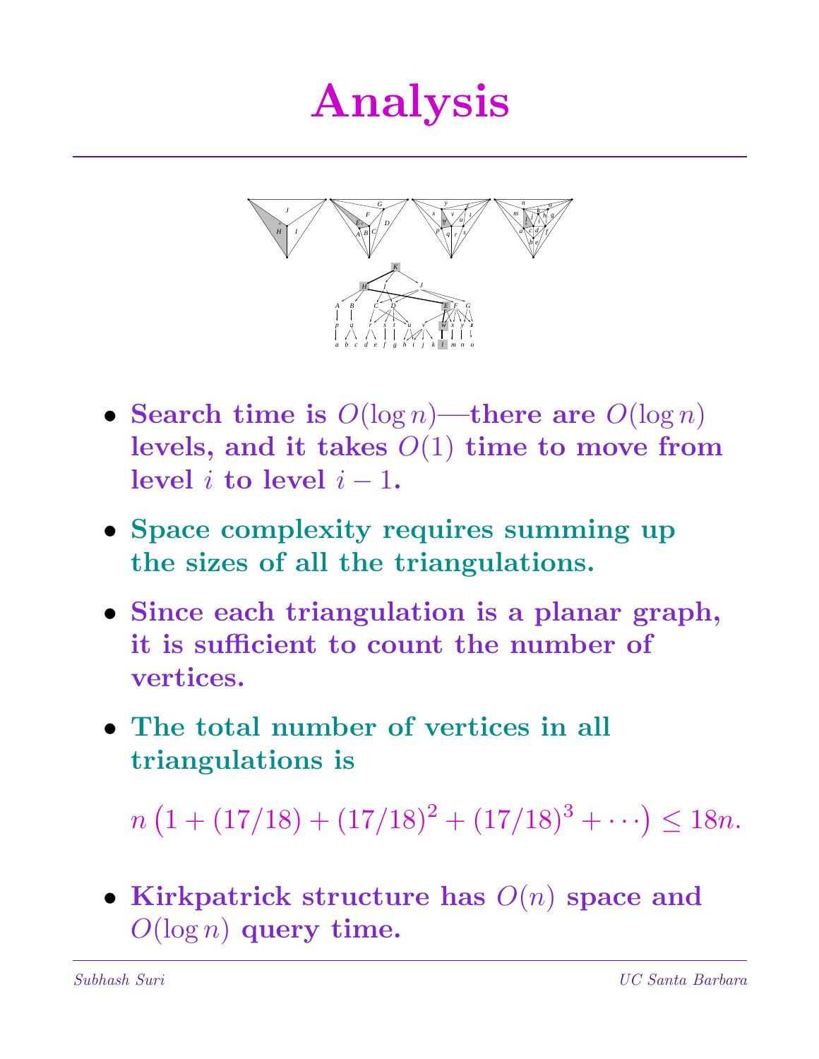# Analysis

- Search time is $O(\log n)$—there are $O(\log n)$ levels, and it takes $O(1)$ time to move from level $i$ to level $i-1$.
- Space complexity requires summing up the sizes of all the triangulations.
- Since each triangulation is a planar graph, it is sufficient to count the number of vertices.
- The total number of vertices in all triangulations is

$$n\left(1 + (17/18) + (17/18)^2 + (17/18)^3 + \cdots\right) \leq 18n.$$

- Kirkpatrick structure has $O(n)$ space and $O(\log n)$ query time.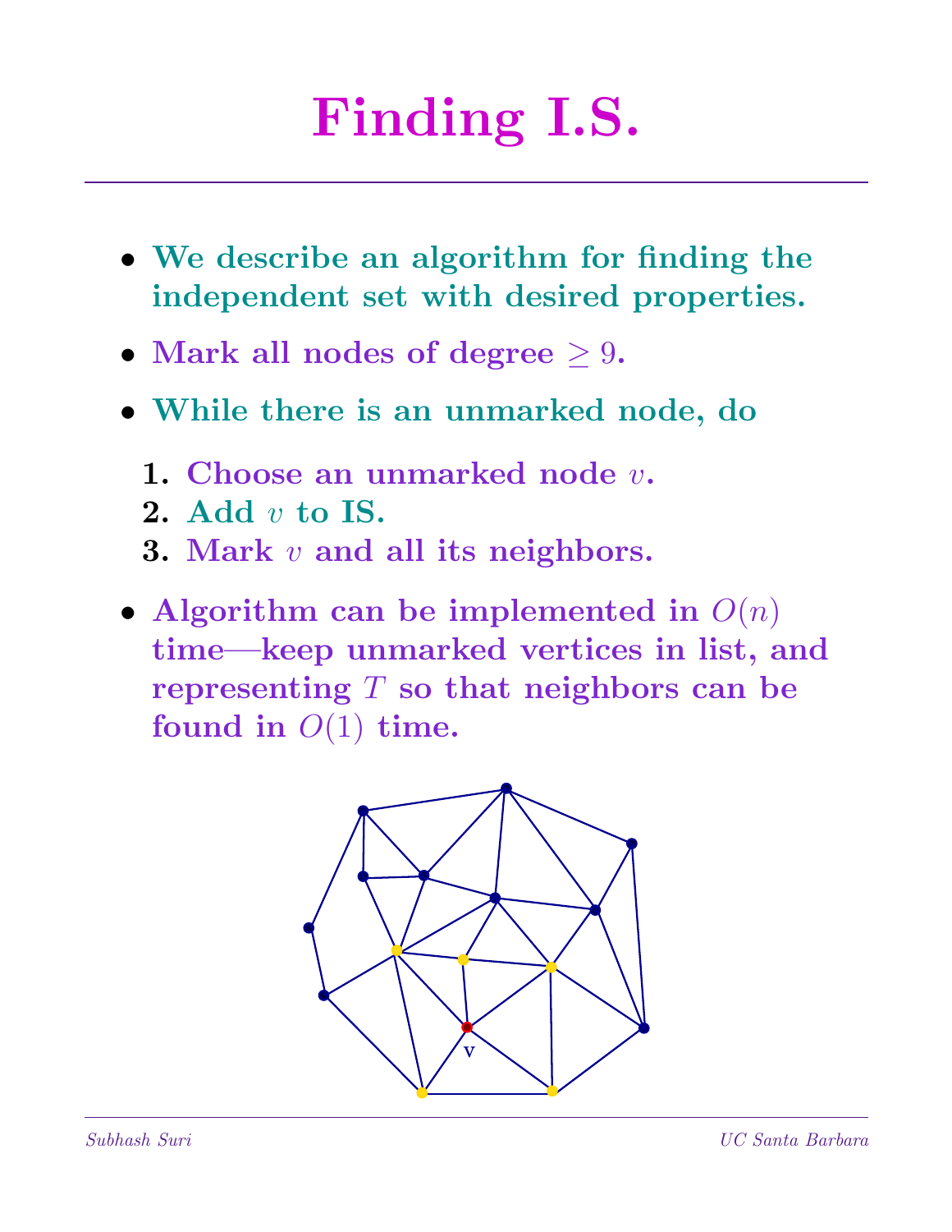# Finding I.S.

- We describe an algorithm for finding the independent set with desired properties.
- Mark all nodes of degree $\geq 9$.
- While there is an unmarked node, do
  1. Choose an unmarked node $v$.
  2. Add $v$ to IS.
  3. Mark $v$ and all its neighbors.
- Algorithm can be implemented in $O(n)$ time—keep unmarked vertices in list, and representing $T$ so that neighbors can be found in $O(1)$ time.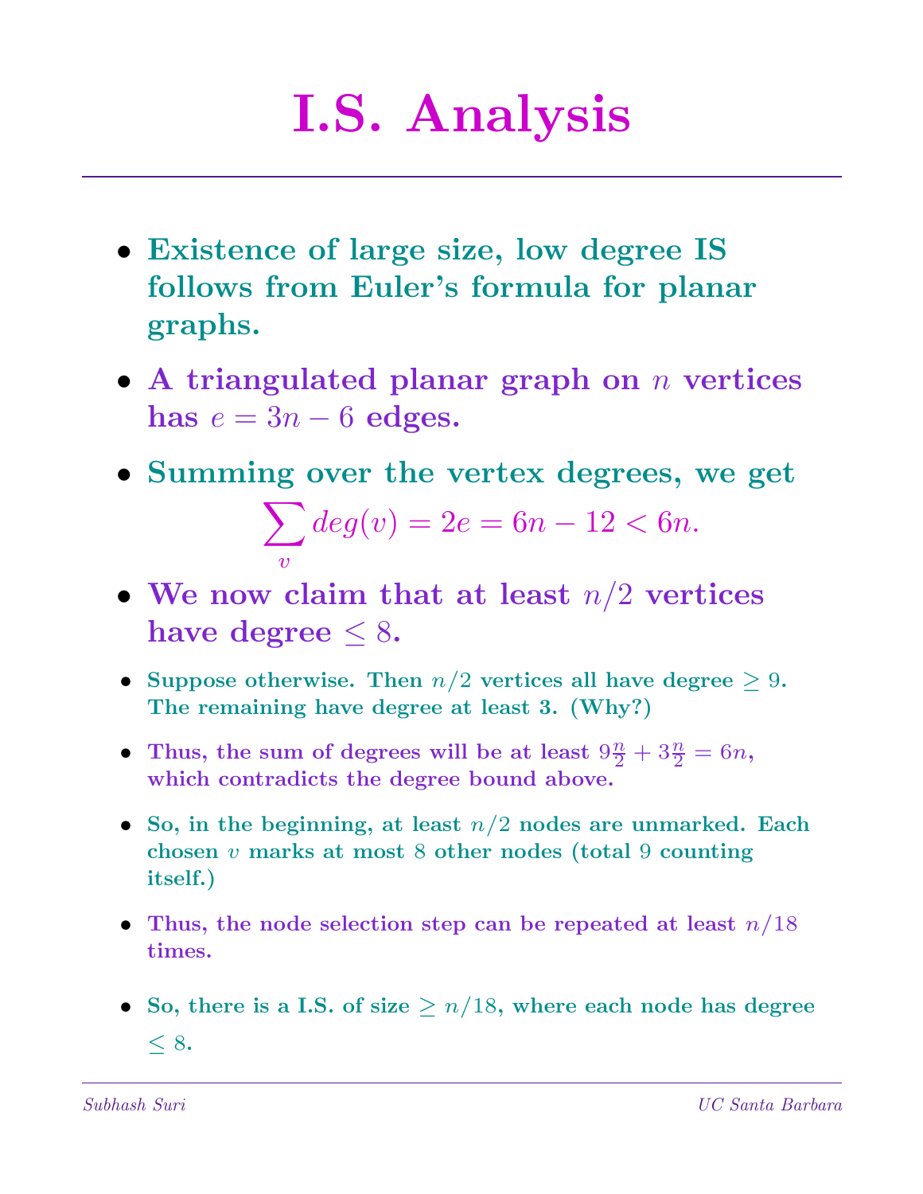# I.S. Analysis

- **Existence of large size, low degree IS follows from Euler's formula for planar graphs.**
- **A triangulated planar graph on $n$ vertices has $e = 3n - 6$ edges.**
- **Summing over the vertex degrees, we get**

$$\sum_v deg(v) = 2e = 6n - 12 < 6n.$$

- **We now claim that at least $n/2$ vertices have degree $\leq 8$.**
- **Suppose otherwise. Then $n/2$ vertices all have degree $\geq 9$. The remaining have degree at least 3. (Why?)**
- **Thus, the sum of degrees will be at least $9\frac{n}{2} + 3\frac{n}{2} = 6n$, which contradicts the degree bound above.**
- **So, in the beginning, at least $n/2$ nodes are unmarked. Each chosen $v$ marks at most 8 other nodes (total 9 counting itself.)**
- **Thus, the node selection step can be repeated at least $n/18$ times.**
- **So, there is a I.S. of size $\geq n/18$, where each node has degree $\leq 8$.**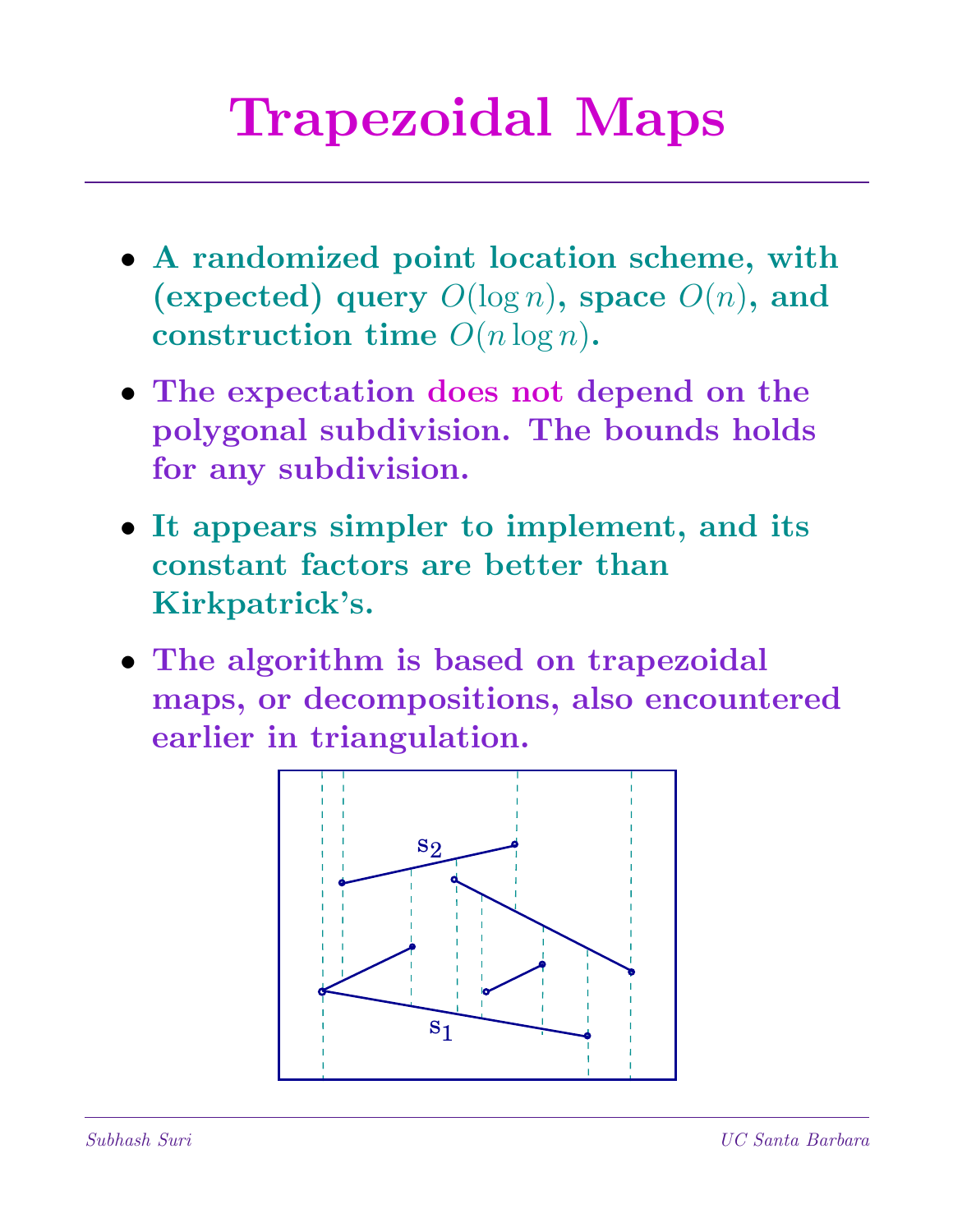# Trapezoidal Maps

- A randomized point location scheme, with (expected) query $O(\log n)$, space $O(n)$, and construction time $O(n \log n)$.
- The expectation does not depend on the polygonal subdivision. The bounds holds for any subdivision.
- It appears simpler to implement, and its constant factors are better than Kirkpatrick's.
- The algorithm is based on trapezoidal maps, or decompositions, also encountered earlier in triangulation.

$s_2$

$s_1$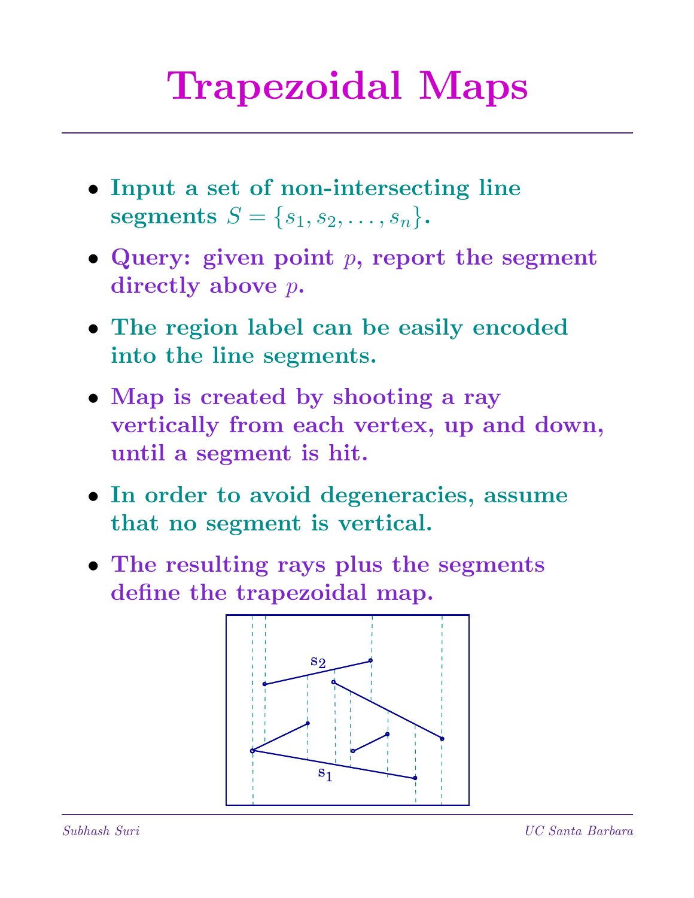# Trapezoidal Maps

- Input a set of non-intersecting line segments $S = \{s_1, s_2, \ldots, s_n\}$.
- Query: given point $p$, report the segment directly above $p$.
- The region label can be easily encoded into the line segments.
- Map is created by shooting a ray vertically from each vertex, up and down, until a segment is hit.
- In order to avoid degeneracies, assume that no segment is vertical.
- The resulting rays plus the segments define the trapezoidal map.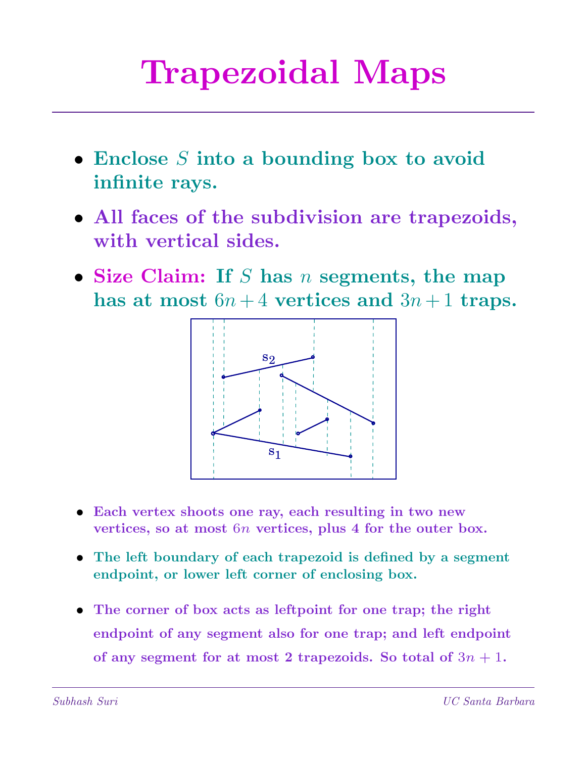# Trapezoidal Maps

- **Enclose $S$ into a bounding box to avoid infinite rays.**
- **All faces of the subdivision are trapezoids, with vertical sides.**
- **Size Claim: If $S$ has $n$ segments, the map has at most $6n + 4$ vertices and $3n + 1$ traps.**

- **Each vertex shoots one ray, each resulting in two new vertices, so at most $6n$ vertices, plus 4 for the outer box.**
- **The left boundary of each trapezoid is defined by a segment endpoint, or lower left corner of enclosing box.**
- **The corner of box acts as leftpoint for one trap; the right endpoint of any segment also for one trap; and left endpoint of any segment for at most 2 trapezoids. So total of $3n + 1$.**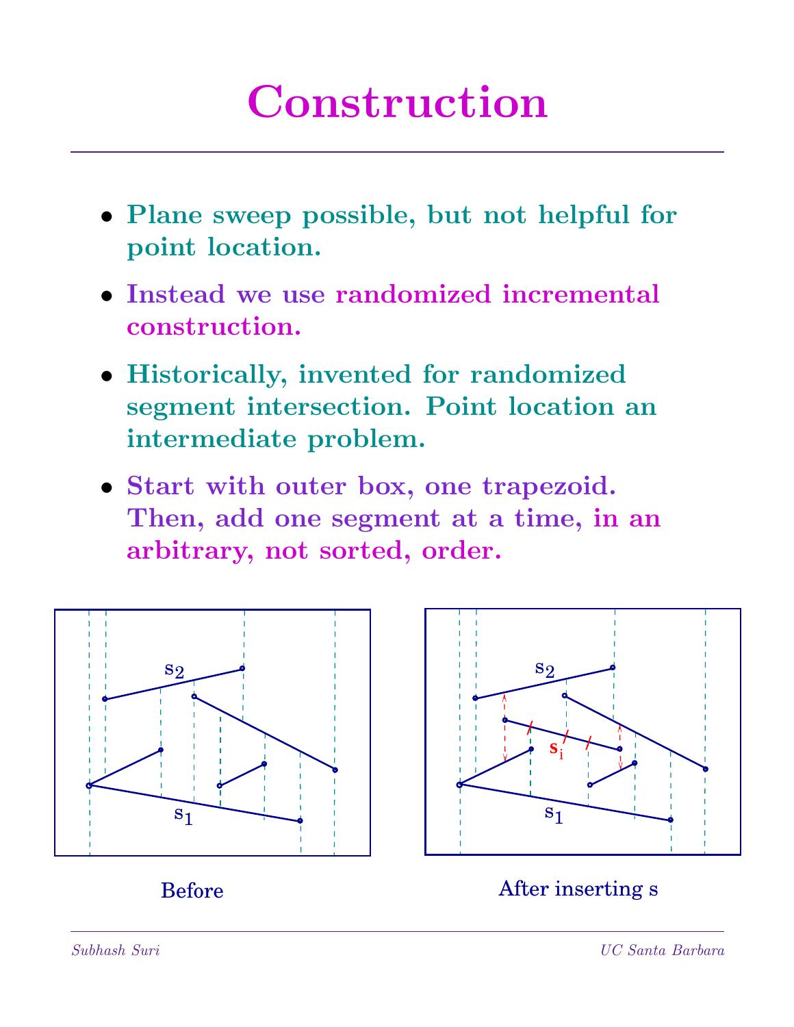# Construction

- Plane sweep possible, but not helpful for point location.
- Instead we use randomized incremental construction.
- Historically, invented for randomized segment intersection. Point location an intermediate problem.
- Start with outer box, one trapezoid. Then, add one segment at a time, in an arbitrary, not sorted, order.

Before

After inserting s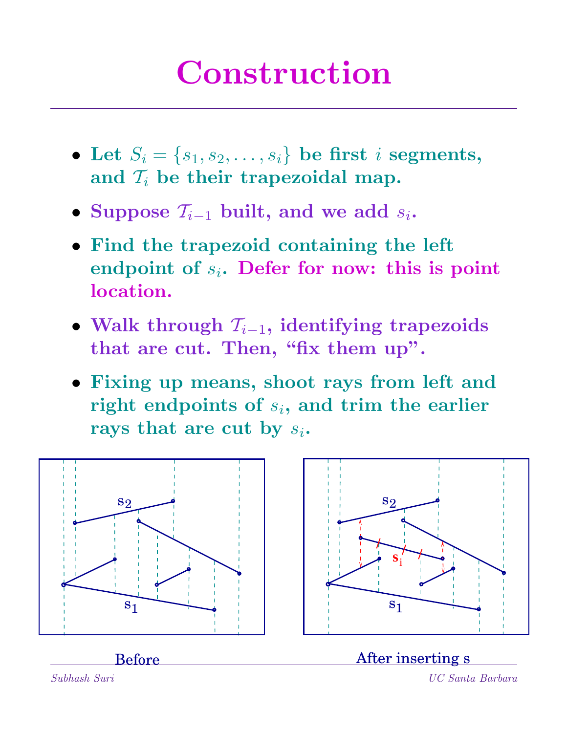# Construction

- Let $S_i = \{s_1, s_2, \ldots, s_i\}$ be first $i$ segments, and $\mathcal{T}_i$ be their trapezoidal map.
- Suppose $\mathcal{T}_{i-1}$ built, and we add $s_i$.
- Find the trapezoid containing the left endpoint of $s_i$. Defer for now: this is point location.
- Walk through $\mathcal{T}_{i-1}$, identifying trapezoids that are cut. Then, "fix them up".
- Fixing up means, shoot rays from left and right endpoints of $s_i$, and trim the earlier rays that are cut by $s_i$.

Before

After inserting s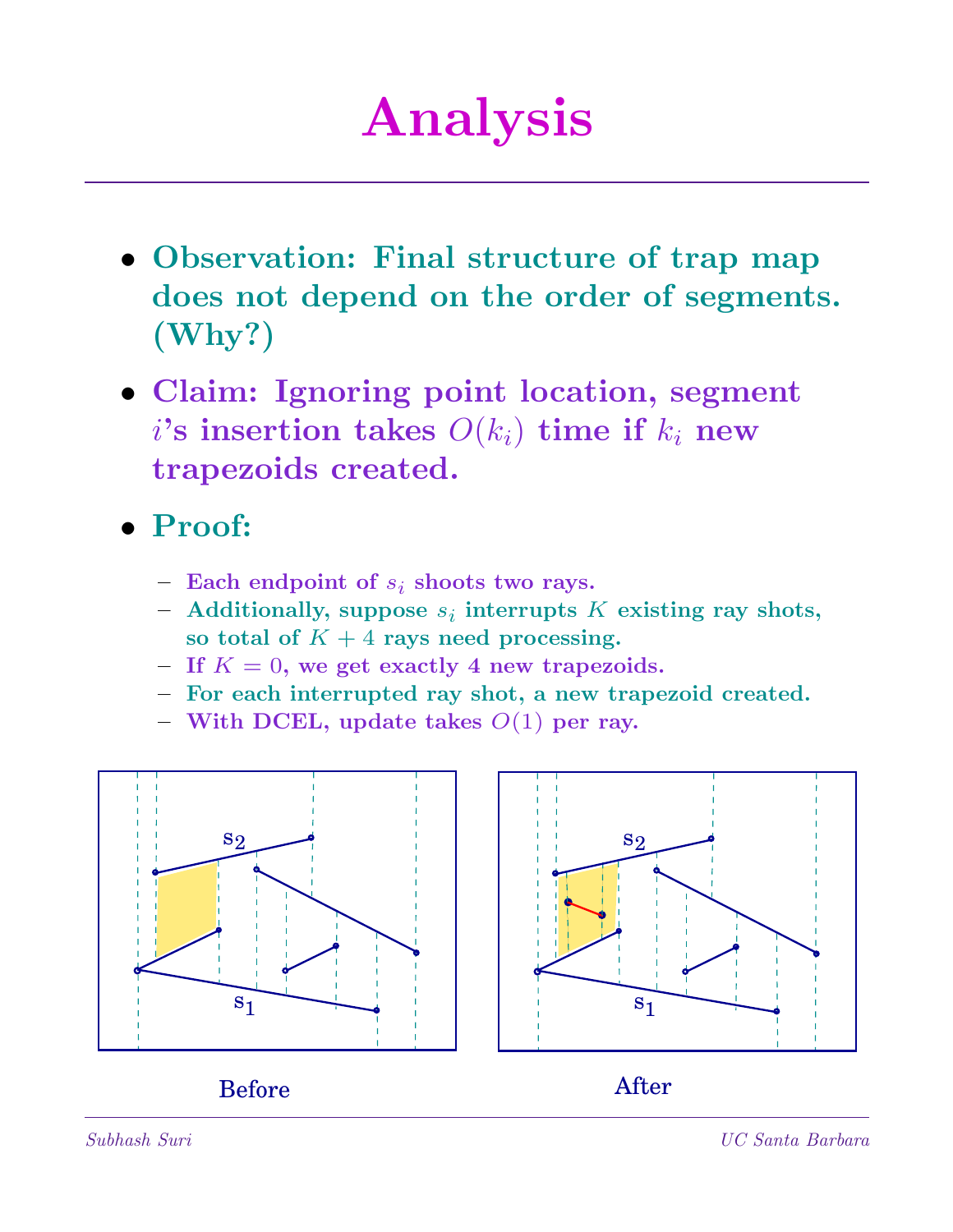# Analysis

- **Observation: Final structure of trap map does not depend on the order of segments. (Why?)**
- **Claim: Ignoring point location, segment $i$'s insertion takes $O(k_i)$ time if $k_i$ new trapezoids created.**
- **Proof:**
  - Each endpoint of $s_i$ shoots two rays.
  - Additionally, suppose $s_i$ interrupts $K$ existing ray shots, so total of $K + 4$ rays need processing.
  - If $K = 0$, we get exactly 4 new trapezoids.
  - For each interrupted ray shot, a new trapezoid created.
  - With DCEL, update takes $O(1)$ per ray.

s2

s1

Before

s2

s1

After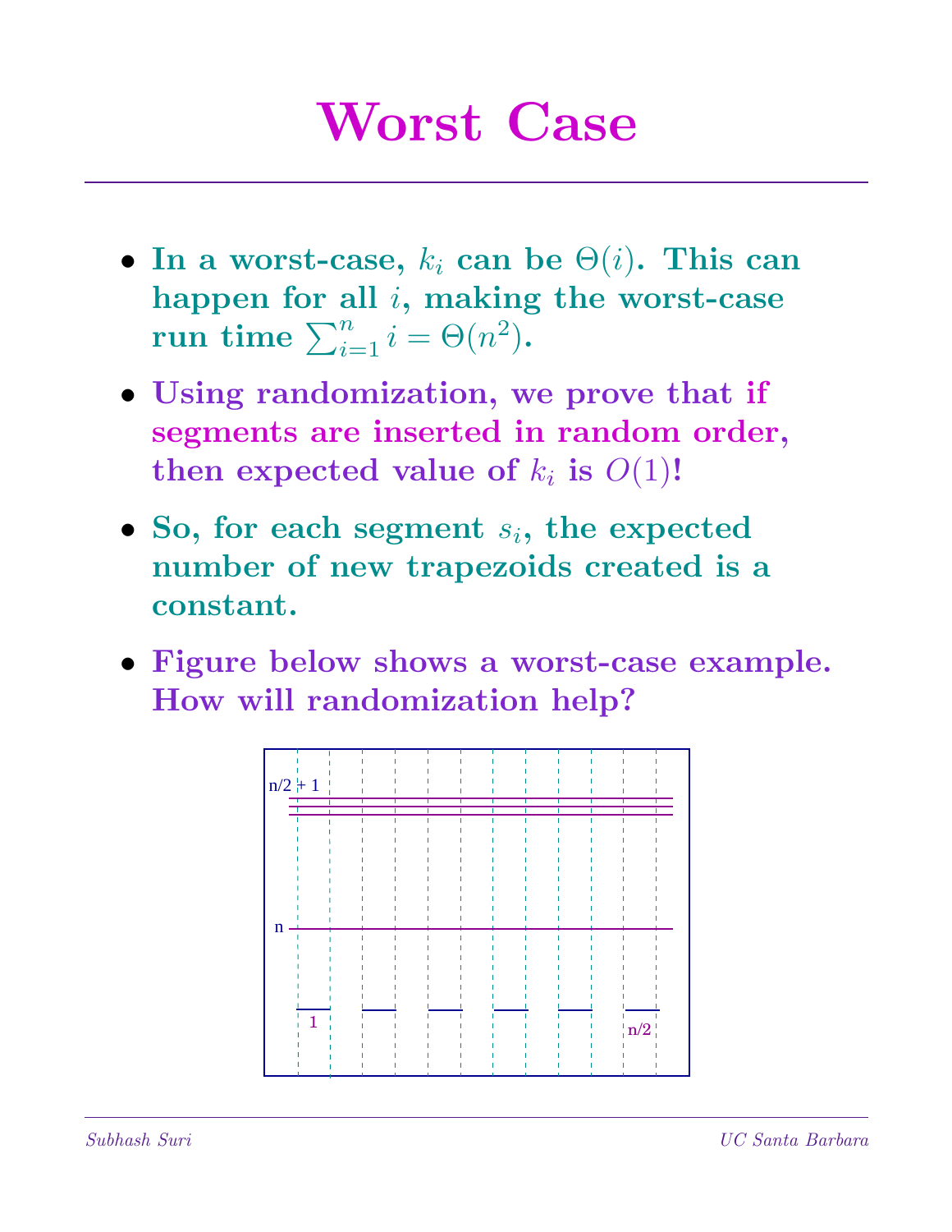# Worst Case

- **In a worst-case, $k_i$ can be $\Theta(i)$. This can happen for all $i$, making the worst-case run time $\sum_{i=1}^{n} i = \Theta(n^2)$.**
- **Using randomization, we prove that if segments are inserted in random order, then expected value of $k_i$ is $O(1)$!**
- **So, for each segment $s_i$, the expected number of new trapezoids created is a constant.**
- **Figure below shows a worst-case example. How will randomization help?**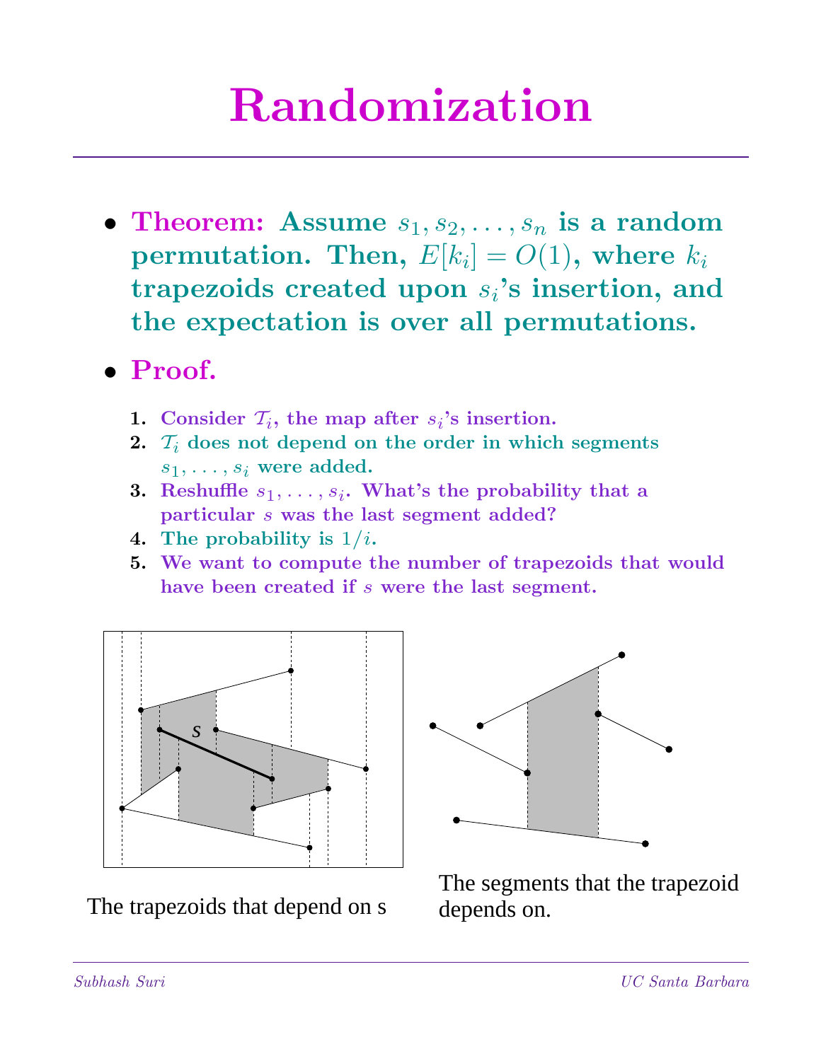# Randomization

- **Theorem: Assume $s_1, s_2, \ldots, s_n$ is a random permutation. Then, $E[k_i] = O(1)$, where $k_i$ trapezoids created upon $s_i$'s insertion, and the expectation is over all permutations.**

- **Proof.**

  1. Consider $\mathcal{T}_i$, the map after $s_i$'s insertion.
  2. $\mathcal{T}_i$ does not depend on the order in which segments $s_1, \ldots, s_i$ were added.
  3. Reshuffle $s_1, \ldots, s_i$. What's the probability that a particular $s$ was the last segment added?
  4. The probability is $1/i$.
  5. We want to compute the number of trapezoids that would have been created if $s$ were the last segment.

The trapezoids that depend on s

The segments that the trapezoid depends on.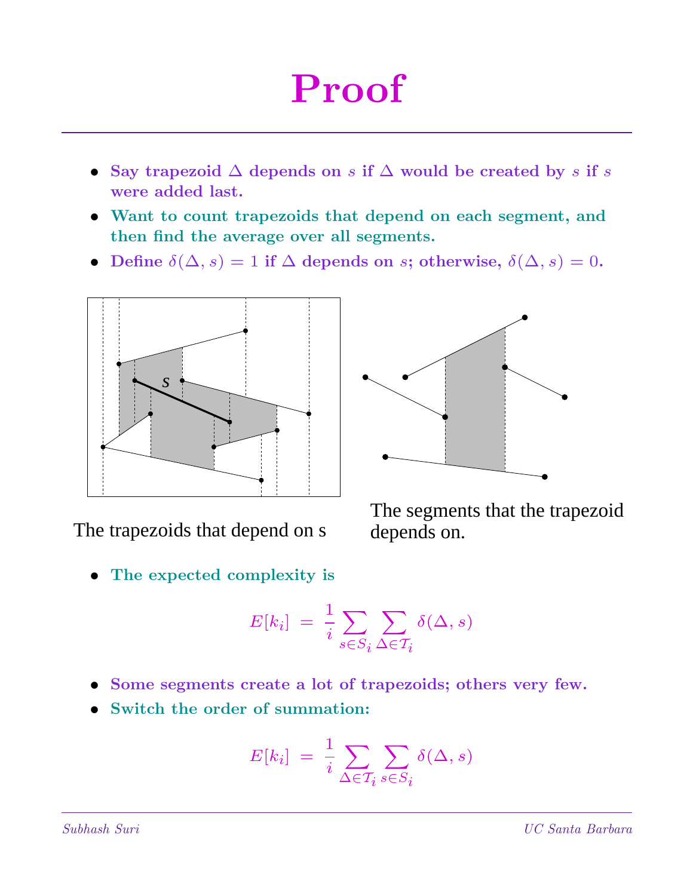# Proof

- **Say trapezoid $\Delta$ depends on $s$ if $\Delta$ would be created by $s$ if $s$ were added last.**
- **Want to count trapezoids that depend on each segment, and then find the average over all segments.**
- **Define $\delta(\Delta, s) = 1$ if $\Delta$ depends on $s$; otherwise, $\delta(\Delta, s) = 0$.**

The trapezoids that depend on s

The segments that the trapezoid depends on.

- **The expected complexity is**

$$E[k_i] \;=\; \frac{1}{i} \sum_{s \in S_i} \sum_{\Delta \in \mathcal{T}_i} \delta(\Delta, s)$$

- **Some segments create a lot of trapezoids; others very few.**
- **Switch the order of summation:**

$$E[k_i] \;=\; \frac{1}{i} \sum_{\Delta \in \mathcal{T}_i} \sum_{s \in S_i} \delta(\Delta, s)$$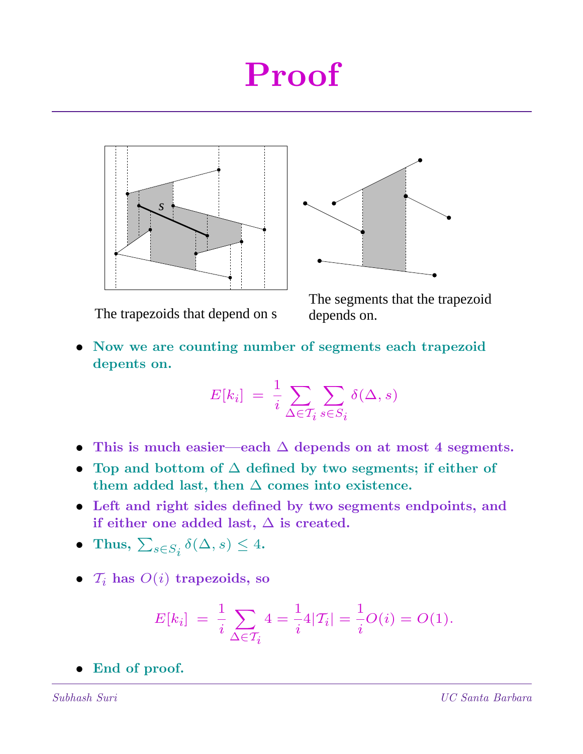# Proof

The trapezoids that depend on s

The segments that the trapezoid depends on.

- **Now we are counting number of segments each trapezoid depents on.**

$$E[k_i] \;=\; \frac{1}{i} \sum_{\Delta \in \mathcal{T}_i} \sum_{s \in S_i} \delta(\Delta, s)$$

- **This is much easier—each $\Delta$ depends on at most 4 segments.**
- **Top and bottom of $\Delta$ defined by two segments; if either of them added last, then $\Delta$ comes into existence.**
- **Left and right sides defined by two segments endpoints, and if either one added last, $\Delta$ is created.**
- **Thus, $\sum_{s \in S_i} \delta(\Delta, s) \leq 4$.**
- **$\mathcal{T}_i$ has $O(i)$ trapezoids, so**

$$E[k_i] \;=\; \frac{1}{i} \sum_{\Delta \in \mathcal{T}_i} 4 = \frac{1}{i} 4|\mathcal{T}_i| = \frac{1}{i} O(i) = O(1).$$

- **End of proof.**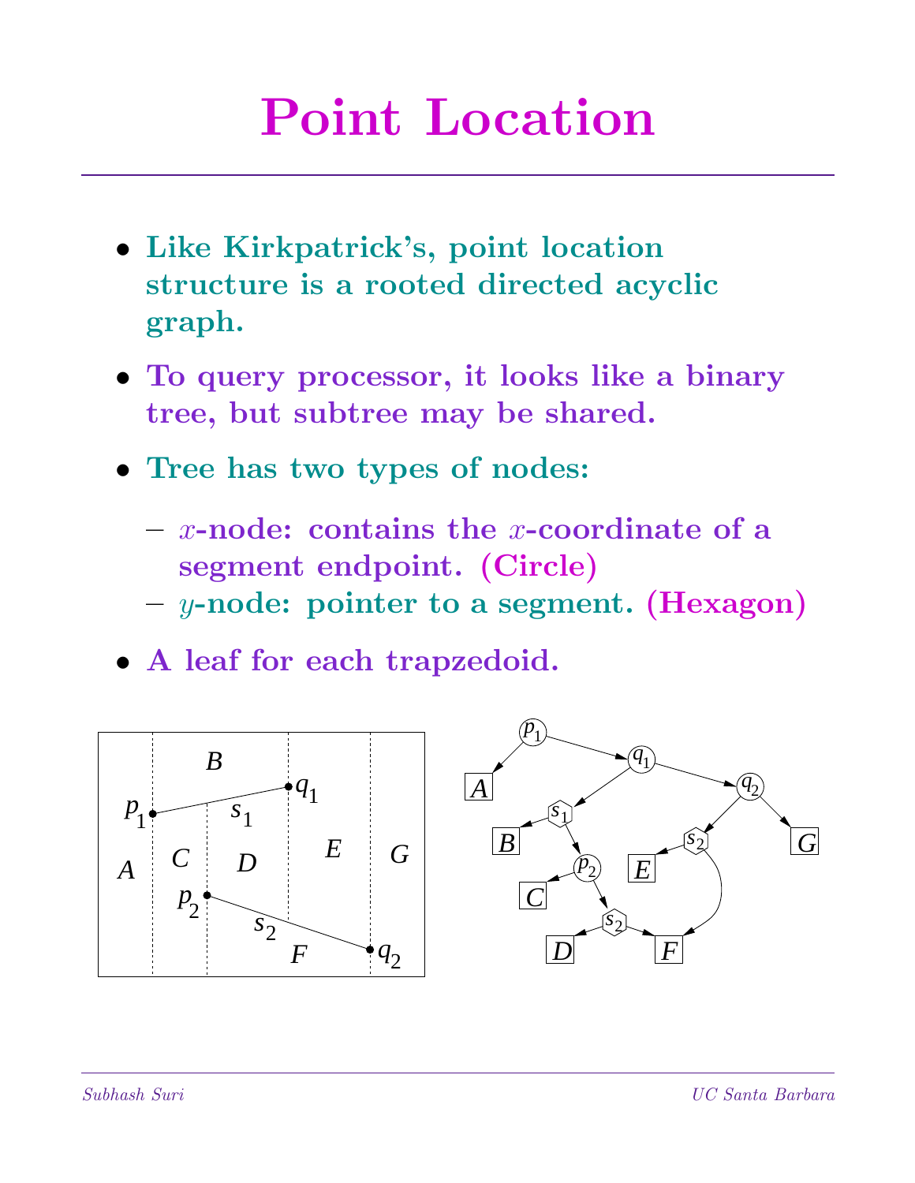# Point Location

- Like Kirkpatrick's, point location structure is a rooted directed acyclic graph.
- To query processor, it looks like a binary tree, but subtree may be shared.
- Tree has two types of nodes:
  - $x$-node: contains the $x$-coordinate of a segment endpoint. (Circle)
  - $y$-node: pointer to a segment. (Hexagon)
- A leaf for each trapzedoid.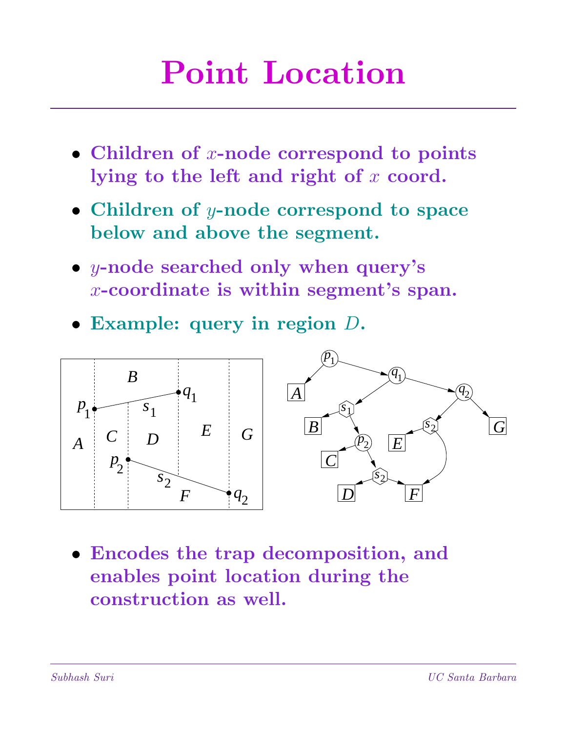# Point Location

- **Children of $x$-node correspond to points lying to the left and right of $x$ coord.**
- **Children of $y$-node correspond to space below and above the segment.**
- **$y$-node searched only when query's $x$-coordinate is within segment's span.**
- **Example: query in region $D$.**

- **Encodes the trap decomposition, and enables point location during the construction as well.**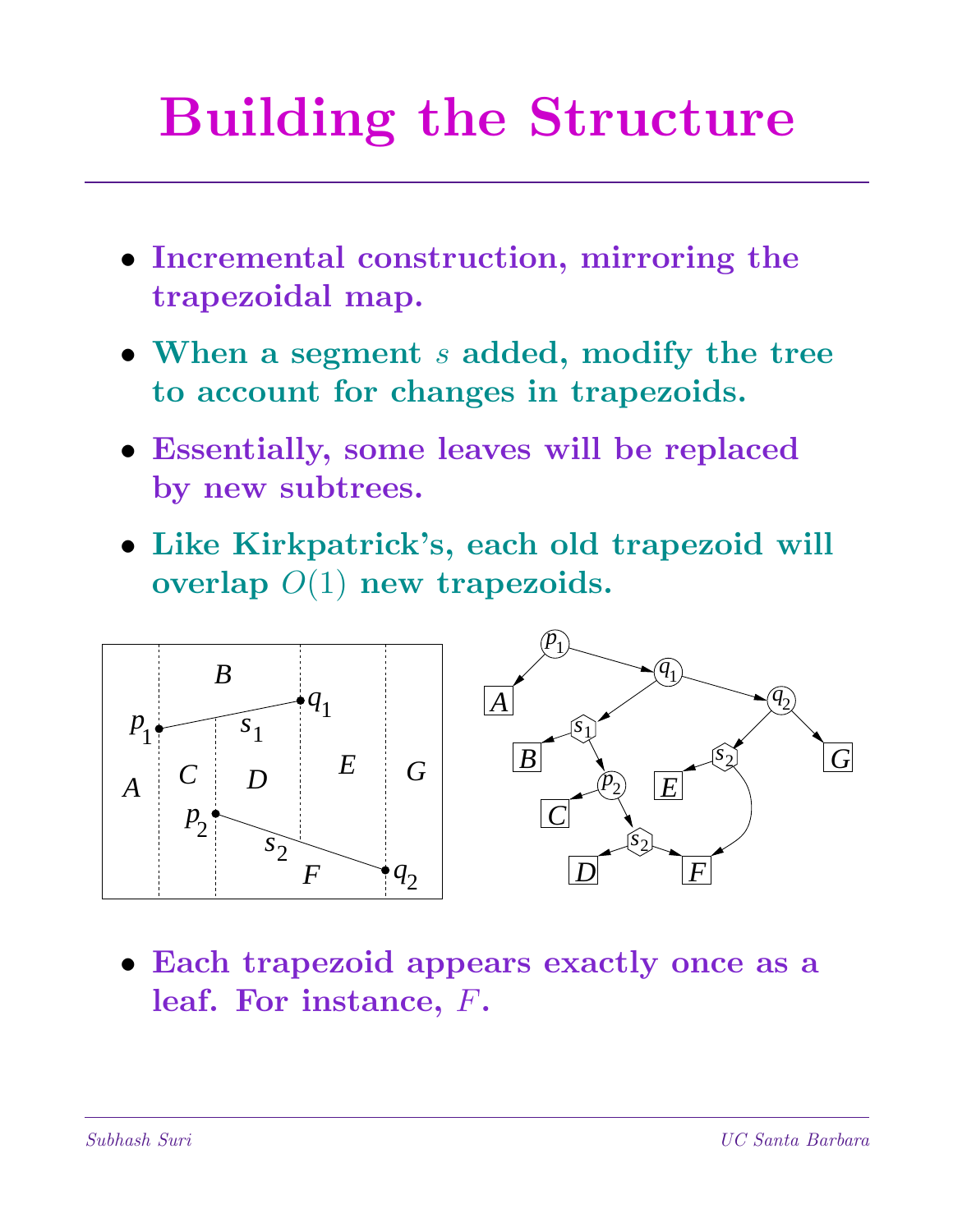# Building the Structure

- **Incremental construction, mirroring the trapezoidal map.**
- **When a segment $s$ added, modify the tree to account for changes in trapezoids.**
- **Essentially, some leaves will be replaced by new subtrees.**
- **Like Kirkpatrick's, each old trapezoid will overlap $O(1)$ new trapezoids.**
- **Each trapezoid appears exactly once as a leaf. For instance, $F$.**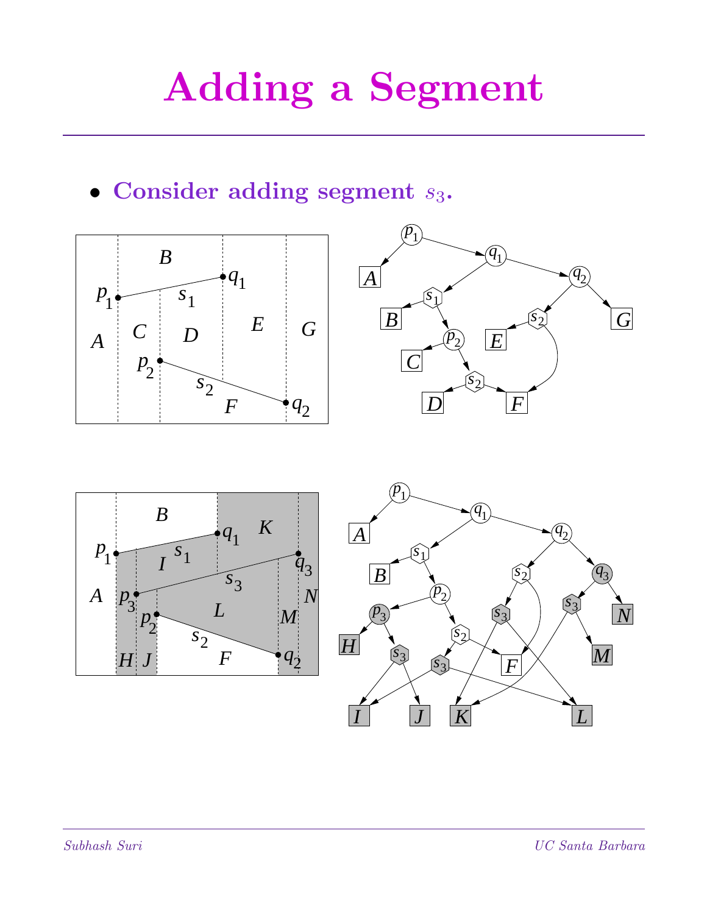# Adding a Segment

- **Consider adding segment $s_3$.**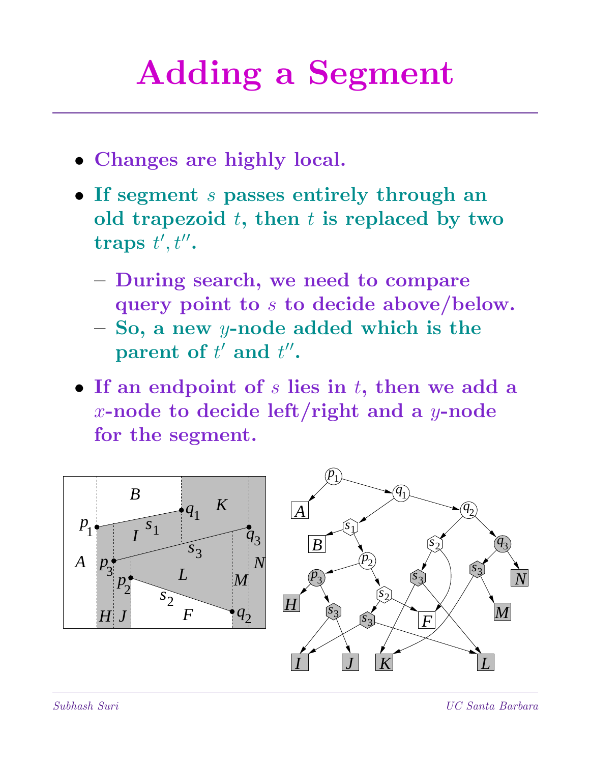# Adding a Segment

- Changes are highly local.
- If segment $s$ passes entirely through an old trapezoid $t$, then $t$ is replaced by two traps $t', t''$.
  - During search, we need to compare query point to $s$ to decide above/below.
  - So, a new $y$-node added which is the parent of $t'$ and $t''$.
- If an endpoint of $s$ lies in $t$, then we add a $x$-node to decide left/right and a $y$-node for the segment.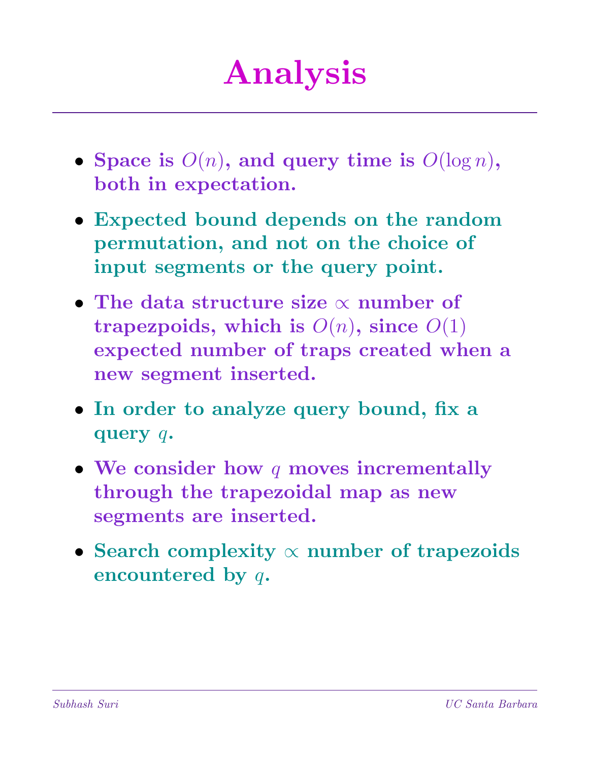# Analysis

- **Space is $O(n)$, and query time is $O(\log n)$, both in expectation.**
- **Expected bound depends on the random permutation, and not on the choice of input segments or the query point.**
- **The data structure size $\propto$ number of trapezpoids, which is $O(n)$, since $O(1)$ expected number of traps created when a new segment inserted.**
- **In order to analyze query bound, fix a query $q$.**
- **We consider how $q$ moves incrementally through the trapezoidal map as new segments are inserted.**
- **Search complexity $\propto$ number of trapezoids encountered by $q$.**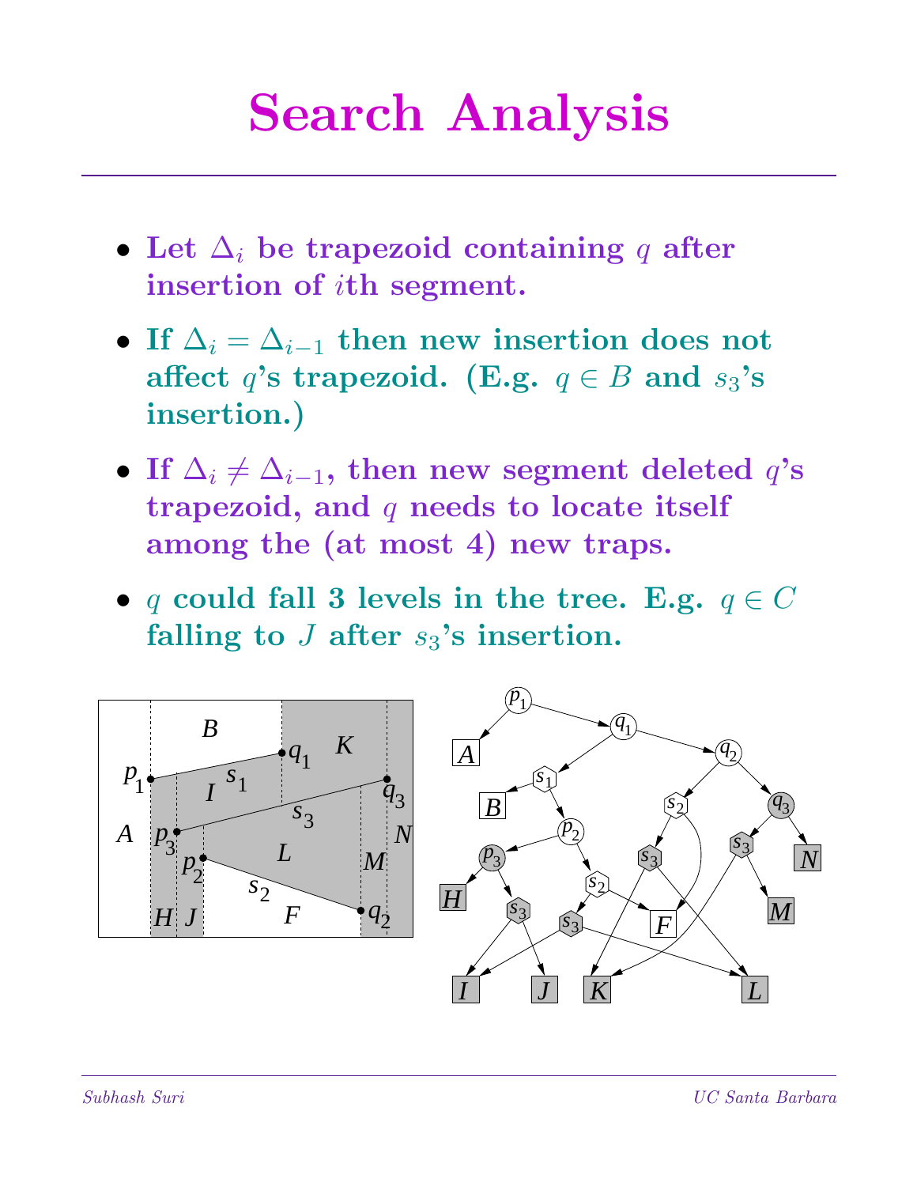# Search Analysis

- Let $\Delta_i$ be trapezoid containing $q$ after insertion of $i$th segment.
- If $\Delta_i = \Delta_{i-1}$ then new insertion does not affect $q$'s trapezoid. (E.g. $q \in B$ and $s_3$'s insertion.)
- If $\Delta_i \neq \Delta_{i-1}$, then new segment deleted $q$'s trapezoid, and $q$ needs to locate itself among the (at most 4) new traps.
- $q$ could fall 3 levels in the tree. E.g. $q \in C$ falling to $J$ after $s_3$'s insertion.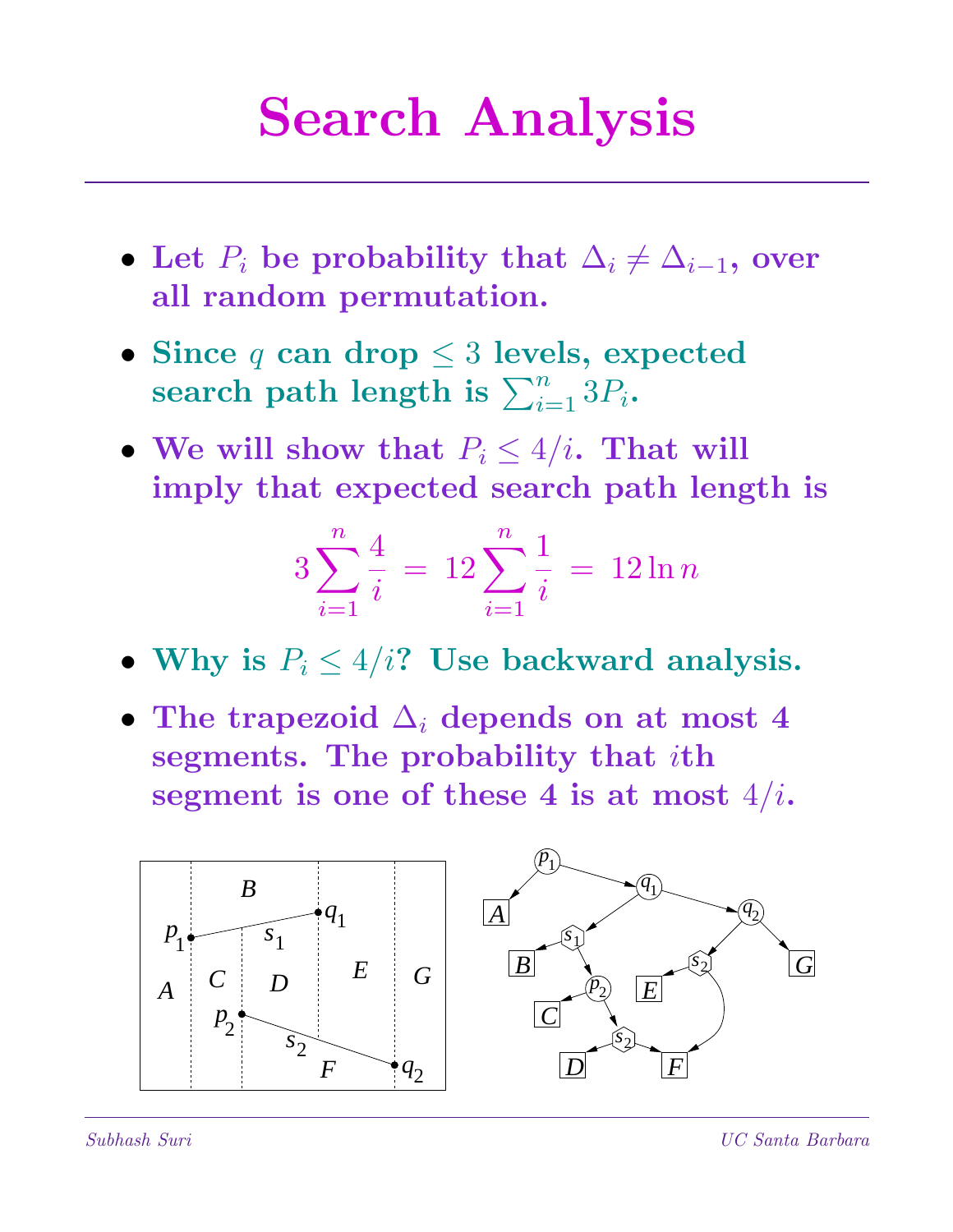# Search Analysis

- Let $P_i$ be probability that $\Delta_i \neq \Delta_{i-1}$, over all random permutation.
- Since $q$ can drop $\leq 3$ levels, expected search path length is $\sum_{i=1}^{n} 3P_i$.
- We will show that $P_i \leq 4/i$. That will imply that expected search path length is

$$3\sum_{i=1}^{n} \frac{4}{i} \;=\; 12\sum_{i=1}^{n} \frac{1}{i} \;=\; 12 \ln n$$

- Why is $P_i \leq 4/i$? Use backward analysis.
- The trapezoid $\Delta_i$ depends on at most 4 segments. The probability that $i$th segment is one of these 4 is at most $4/i$.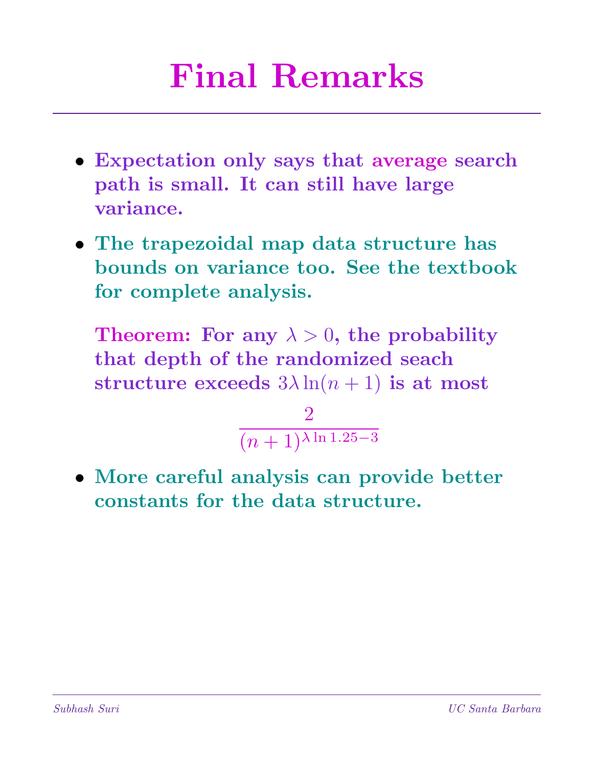# Final Remarks

- Expectation only says that average search path is small. It can still have large variance.
- The trapezoidal map data structure has bounds on variance too. See the textbook for complete analysis.

  **Theorem:** For any $\lambda > 0$, the probability that depth of the randomized seach structure exceeds $3\lambda \ln(n+1)$ is at most

  $$\frac{2}{(n+1)^{\lambda \ln 1.25 - 3}}$$

- More careful analysis can provide better constants for the data structure.